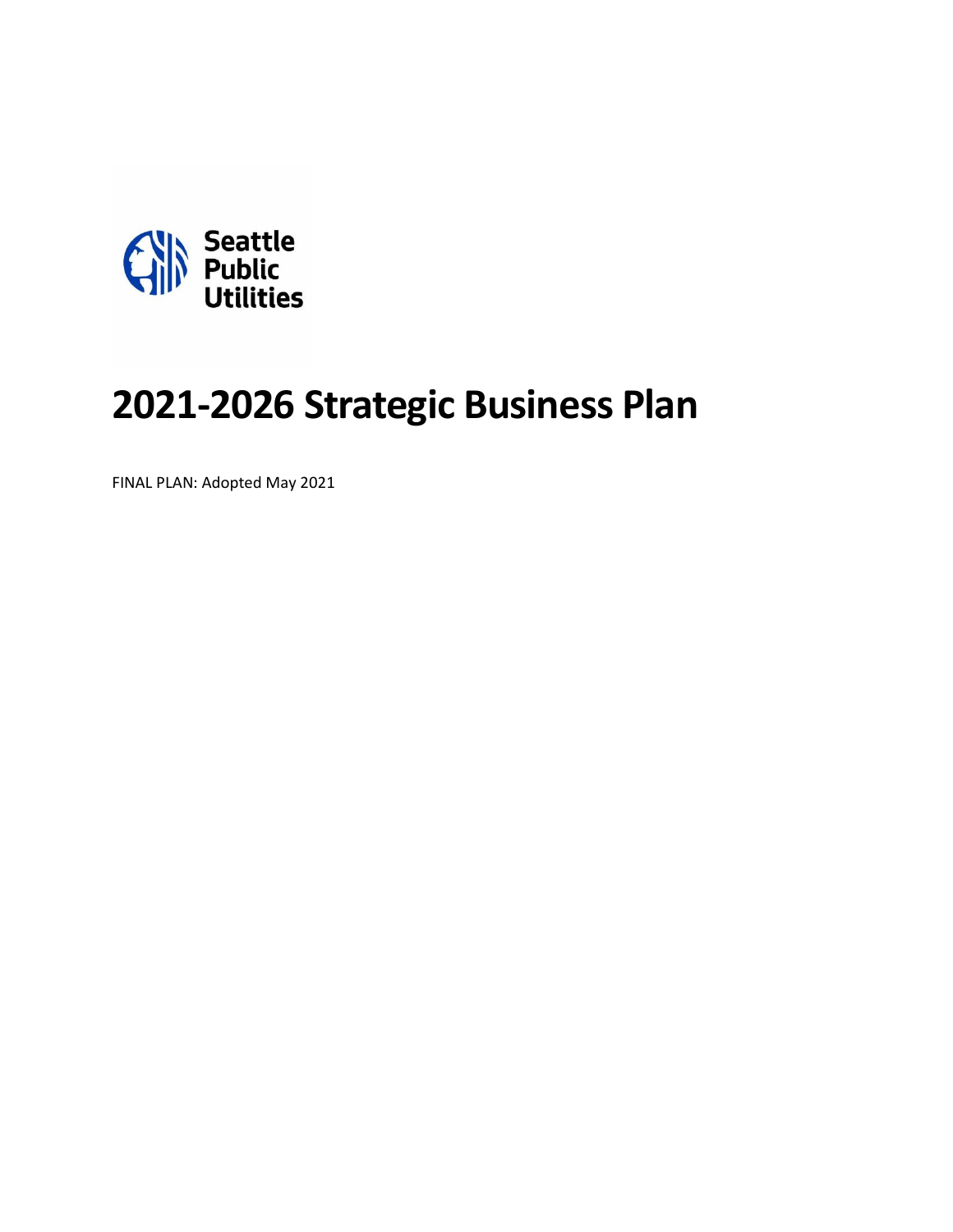Seattle Public Utilities

# 2021-2026 Strategic Business Plan

FINAL PLAN: Adopted May 2021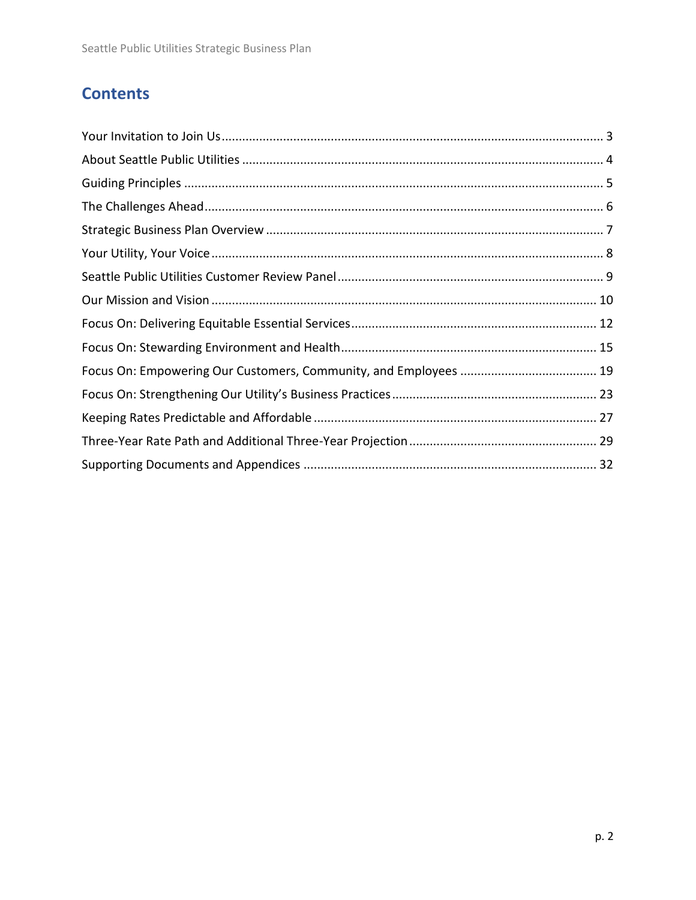# Contents

Your Invitation to Join Us ..... 3
About Seattle Public Utilities ..... 4
Guiding Principles ..... 5
The Challenges Ahead ..... 6
Strategic Business Plan Overview ..... 7
Your Utility, Your Voice ..... 8
Seattle Public Utilities Customer Review Panel ..... 9
Our Mission and Vision ..... 10
Focus On: Delivering Equitable Essential Services ..... 12
Focus On: Stewarding Environment and Health ..... 15
Focus On: Empowering Our Customers, Community, and Employees ..... 19
Focus On: Strengthening Our Utility's Business Practices ..... 23
Keeping Rates Predictable and Affordable ..... 27
Three-Year Rate Path and Additional Three-Year Projection ..... 29
Supporting Documents and Appendices ..... 32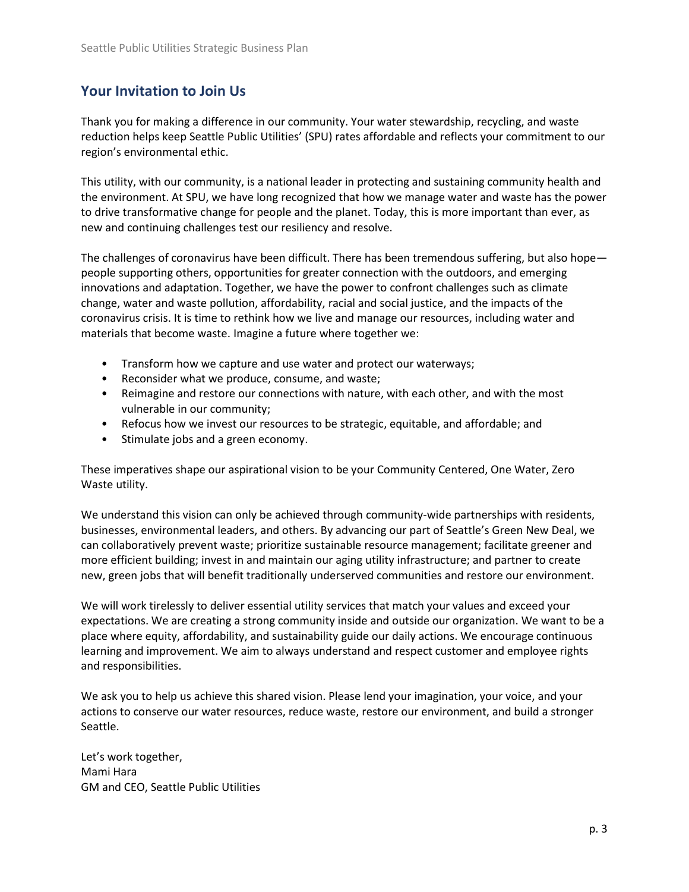## Your Invitation to Join Us

Thank you for making a difference in our community. Your water stewardship, recycling, and waste reduction helps keep Seattle Public Utilities' (SPU) rates affordable and reflects your commitment to our region's environmental ethic.

This utility, with our community, is a national leader in protecting and sustaining community health and the environment. At SPU, we have long recognized that how we manage water and waste has the power to drive transformative change for people and the planet. Today, this is more important than ever, as new and continuing challenges test our resiliency and resolve.

The challenges of coronavirus have been difficult. There has been tremendous suffering, but also hope—people supporting others, opportunities for greater connection with the outdoors, and emerging innovations and adaptation. Together, we have the power to confront challenges such as climate change, water and waste pollution, affordability, racial and social justice, and the impacts of the coronavirus crisis. It is time to rethink how we live and manage our resources, including water and materials that become waste. Imagine a future where together we:

- Transform how we capture and use water and protect our waterways;
- Reconsider what we produce, consume, and waste;
- Reimagine and restore our connections with nature, with each other, and with the most vulnerable in our community;
- Refocus how we invest our resources to be strategic, equitable, and affordable; and
- Stimulate jobs and a green economy.

These imperatives shape our aspirational vision to be your Community Centered, One Water, Zero Waste utility.

We understand this vision can only be achieved through community-wide partnerships with residents, businesses, environmental leaders, and others. By advancing our part of Seattle's Green New Deal, we can collaboratively prevent waste; prioritize sustainable resource management; facilitate greener and more efficient building; invest in and maintain our aging utility infrastructure; and partner to create new, green jobs that will benefit traditionally underserved communities and restore our environment.

We will work tirelessly to deliver essential utility services that match your values and exceed your expectations. We are creating a strong community inside and outside our organization. We want to be a place where equity, affordability, and sustainability guide our daily actions. We encourage continuous learning and improvement. We aim to always understand and respect customer and employee rights and responsibilities.

We ask you to help us achieve this shared vision. Please lend your imagination, your voice, and your actions to conserve our water resources, reduce waste, restore our environment, and build a stronger Seattle.

Let's work together,
Mami Hara
GM and CEO, Seattle Public Utilities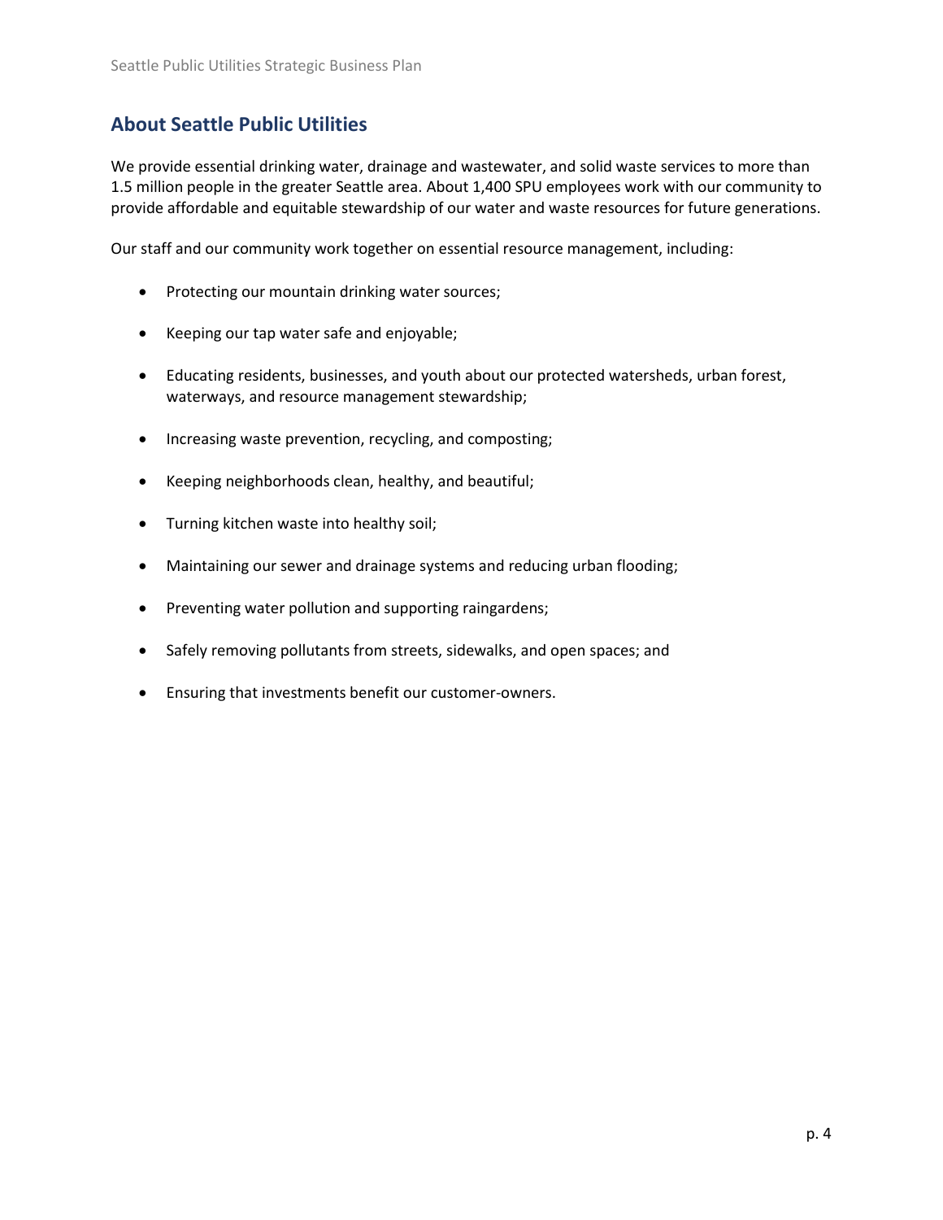## About Seattle Public Utilities

We provide essential drinking water, drainage and wastewater, and solid waste services to more than 1.5 million people in the greater Seattle area. About 1,400 SPU employees work with our community to provide affordable and equitable stewardship of our water and waste resources for future generations.

Our staff and our community work together on essential resource management, including:

- Protecting our mountain drinking water sources;
- Keeping our tap water safe and enjoyable;
- Educating residents, businesses, and youth about our protected watersheds, urban forest, waterways, and resource management stewardship;
- Increasing waste prevention, recycling, and composting;
- Keeping neighborhoods clean, healthy, and beautiful;
- Turning kitchen waste into healthy soil;
- Maintaining our sewer and drainage systems and reducing urban flooding;
- Preventing water pollution and supporting raingardens;
- Safely removing pollutants from streets, sidewalks, and open spaces; and
- Ensuring that investments benefit our customer-owners.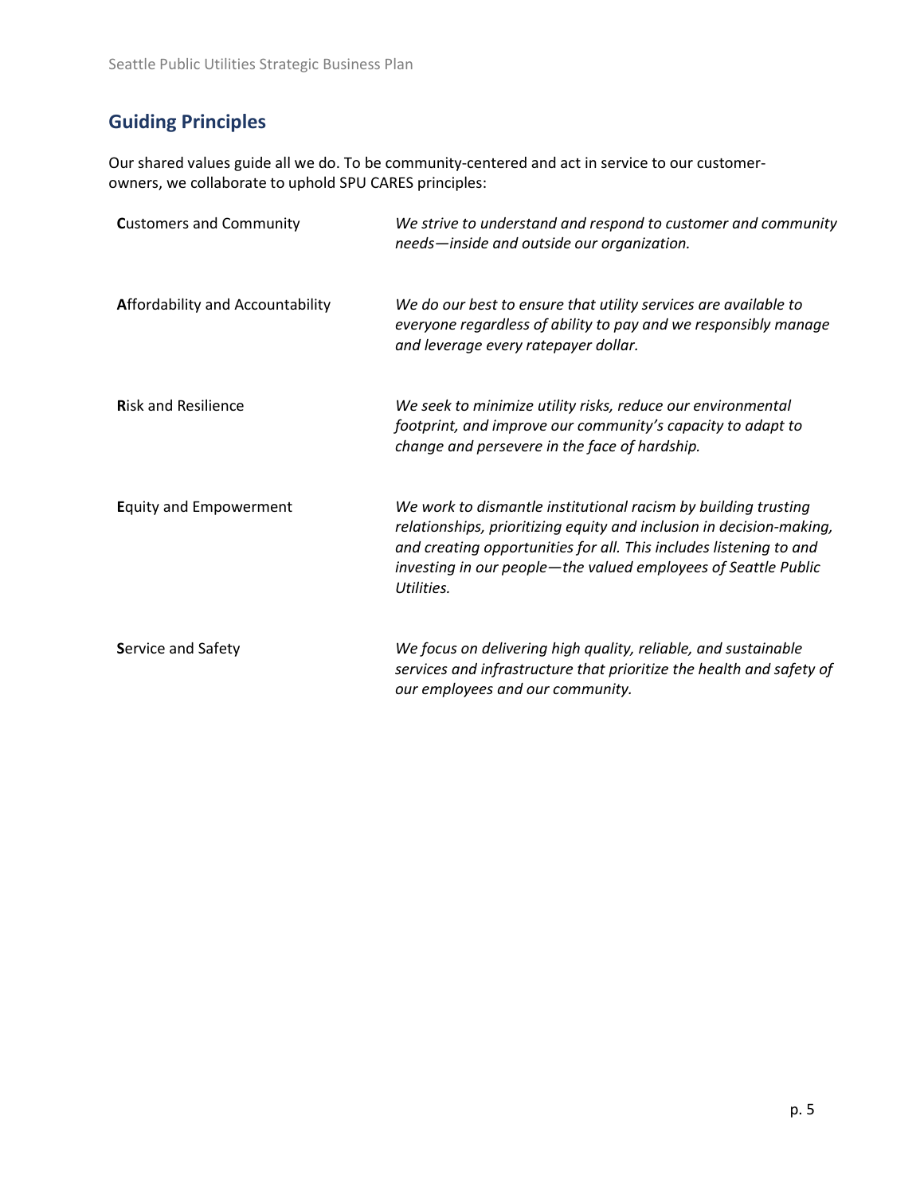## Guiding Principles

Our shared values guide all we do. To be community-centered and act in service to our customer-owners, we collaborate to uphold SPU CARES principles:

| | |
|---|---|
| **C**ustomers and Community | *We strive to understand and respond to customer and community needs—inside and outside our organization.* |
| **A**ffordability and Accountability | *We do our best to ensure that utility services are available to everyone regardless of ability to pay and we responsibly manage and leverage every ratepayer dollar.* |
| **R**isk and Resilience | *We seek to minimize utility risks, reduce our environmental footprint, and improve our community's capacity to adapt to change and persevere in the face of hardship.* |
| **E**quity and Empowerment | *We work to dismantle institutional racism by building trusting relationships, prioritizing equity and inclusion in decision-making, and creating opportunities for all. This includes listening to and investing in our people—the valued employees of Seattle Public Utilities.* |
| **S**ervice and Safety | *We focus on delivering high quality, reliable, and sustainable services and infrastructure that prioritize the health and safety of our employees and our community.* |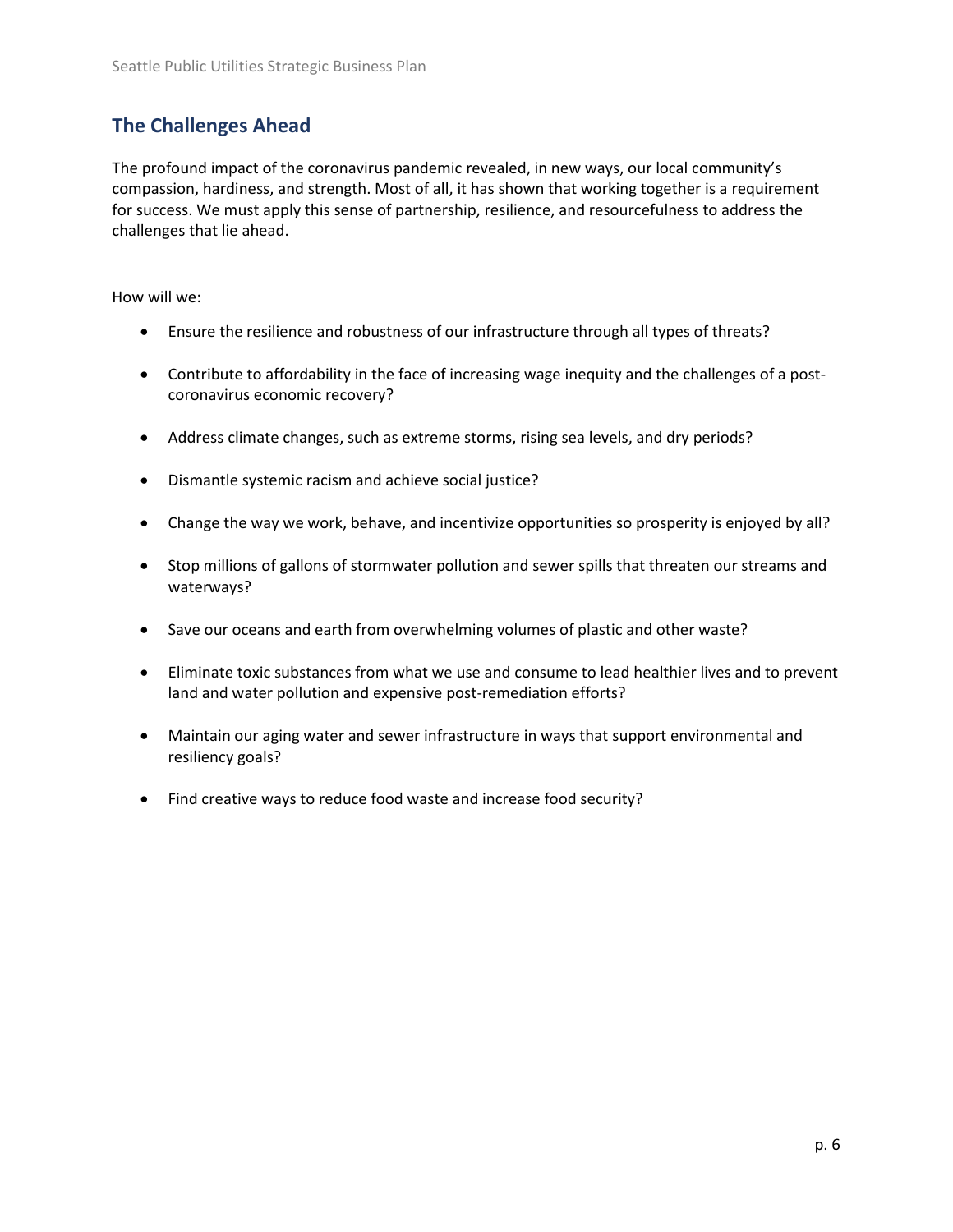## The Challenges Ahead

The profound impact of the coronavirus pandemic revealed, in new ways, our local community's compassion, hardiness, and strength. Most of all, it has shown that working together is a requirement for success. We must apply this sense of partnership, resilience, and resourcefulness to address the challenges that lie ahead.

How will we:

- Ensure the resilience and robustness of our infrastructure through all types of threats?
- Contribute to affordability in the face of increasing wage inequity and the challenges of a post-coronavirus economic recovery?
- Address climate changes, such as extreme storms, rising sea levels, and dry periods?
- Dismantle systemic racism and achieve social justice?
- Change the way we work, behave, and incentivize opportunities so prosperity is enjoyed by all?
- Stop millions of gallons of stormwater pollution and sewer spills that threaten our streams and waterways?
- Save our oceans and earth from overwhelming volumes of plastic and other waste?
- Eliminate toxic substances from what we use and consume to lead healthier lives and to prevent land and water pollution and expensive post-remediation efforts?
- Maintain our aging water and sewer infrastructure in ways that support environmental and resiliency goals?
- Find creative ways to reduce food waste and increase food security?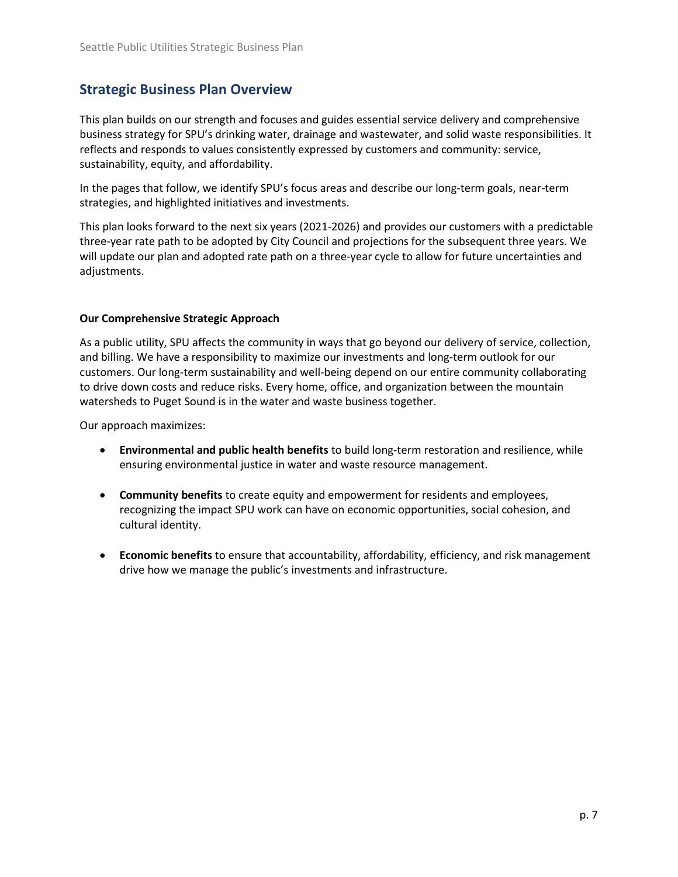## Strategic Business Plan Overview

This plan builds on our strength and focuses and guides essential service delivery and comprehensive business strategy for SPU's drinking water, drainage and wastewater, and solid waste responsibilities. It reflects and responds to values consistently expressed by customers and community: service, sustainability, equity, and affordability.

In the pages that follow, we identify SPU's focus areas and describe our long-term goals, near-term strategies, and highlighted initiatives and investments.

This plan looks forward to the next six years (2021-2026) and provides our customers with a predictable three-year rate path to be adopted by City Council and projections for the subsequent three years. We will update our plan and adopted rate path on a three-year cycle to allow for future uncertainties and adjustments.

**Our Comprehensive Strategic Approach**

As a public utility, SPU affects the community in ways that go beyond our delivery of service, collection, and billing. We have a responsibility to maximize our investments and long-term outlook for our customers. Our long-term sustainability and well-being depend on our entire community collaborating to drive down costs and reduce risks. Every home, office, and organization between the mountain watersheds to Puget Sound is in the water and waste business together.

Our approach maximizes:

- **Environmental and public health benefits** to build long-term restoration and resilience, while ensuring environmental justice in water and waste resource management.
- **Community benefits** to create equity and empowerment for residents and employees, recognizing the impact SPU work can have on economic opportunities, social cohesion, and cultural identity.
- **Economic benefits** to ensure that accountability, affordability, efficiency, and risk management drive how we manage the public's investments and infrastructure.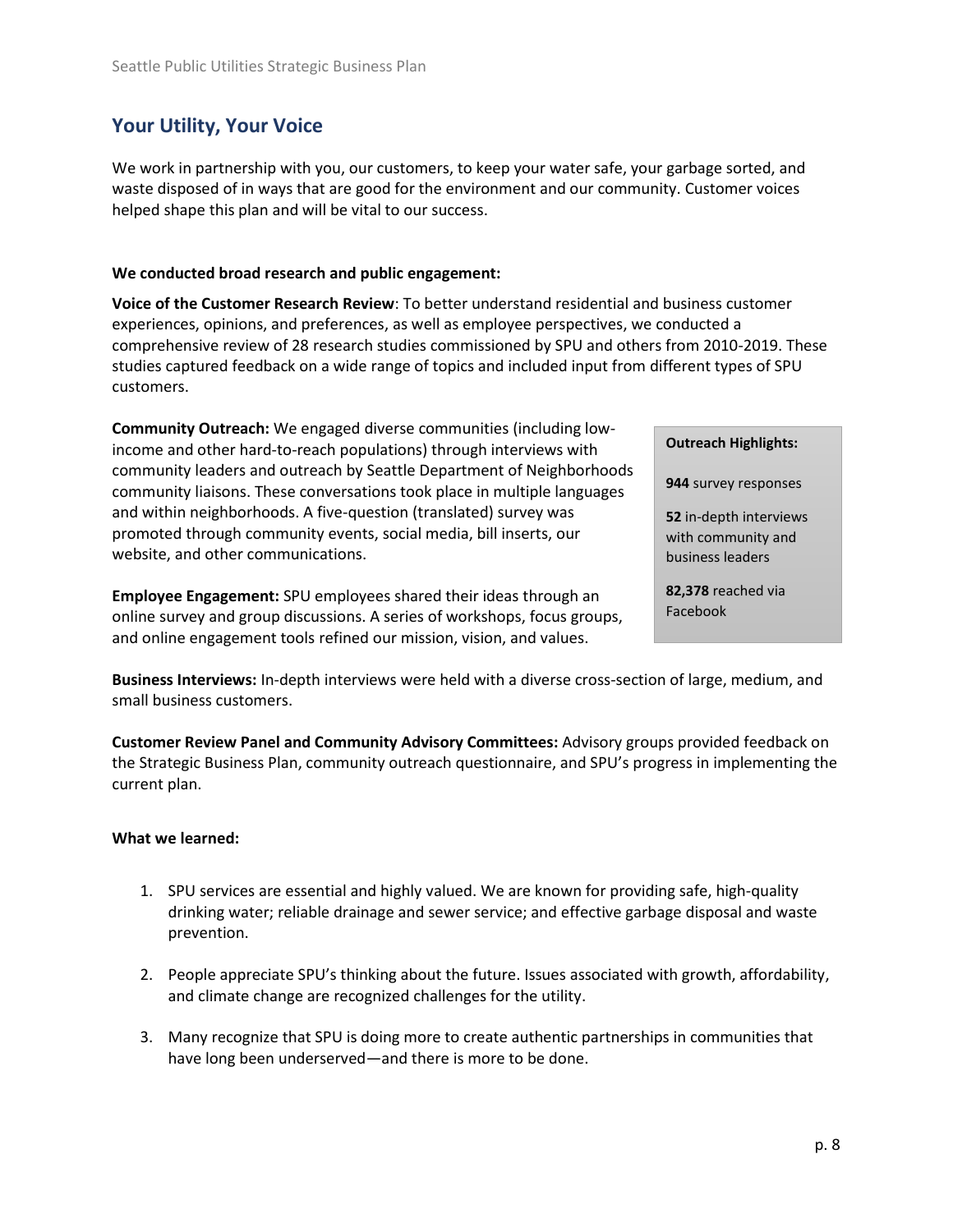## Your Utility, Your Voice

We work in partnership with you, our customers, to keep your water safe, your garbage sorted, and waste disposed of in ways that are good for the environment and our community. Customer voices helped shape this plan and will be vital to our success.

**We conducted broad research and public engagement:**

**Voice of the Customer Research Review**: To better understand residential and business customer experiences, opinions, and preferences, as well as employee perspectives, we conducted a comprehensive review of 28 research studies commissioned by SPU and others from 2010-2019. These studies captured feedback on a wide range of topics and included input from different types of SPU customers.

**Community Outreach:** We engaged diverse communities (including low-income and other hard-to-reach populations) through interviews with community leaders and outreach by Seattle Department of Neighborhoods community liaisons. These conversations took place in multiple languages and within neighborhoods. A five-question (translated) survey was promoted through community events, social media, bill inserts, our website, and other communications.

**Outreach Highlights:**

**944** survey responses

**52** in-depth interviews with community and business leaders

**82,378** reached via Facebook

**Employee Engagement:** SPU employees shared their ideas through an online survey and group discussions. A series of workshops, focus groups, and online engagement tools refined our mission, vision, and values.

**Business Interviews:** In-depth interviews were held with a diverse cross-section of large, medium, and small business customers.

**Customer Review Panel and Community Advisory Committees:** Advisory groups provided feedback on the Strategic Business Plan, community outreach questionnaire, and SPU's progress in implementing the current plan.

**What we learned:**

1. SPU services are essential and highly valued. We are known for providing safe, high-quality drinking water; reliable drainage and sewer service; and effective garbage disposal and waste prevention.

2. People appreciate SPU's thinking about the future. Issues associated with growth, affordability, and climate change are recognized challenges for the utility.

3. Many recognize that SPU is doing more to create authentic partnerships in communities that have long been underserved—and there is more to be done.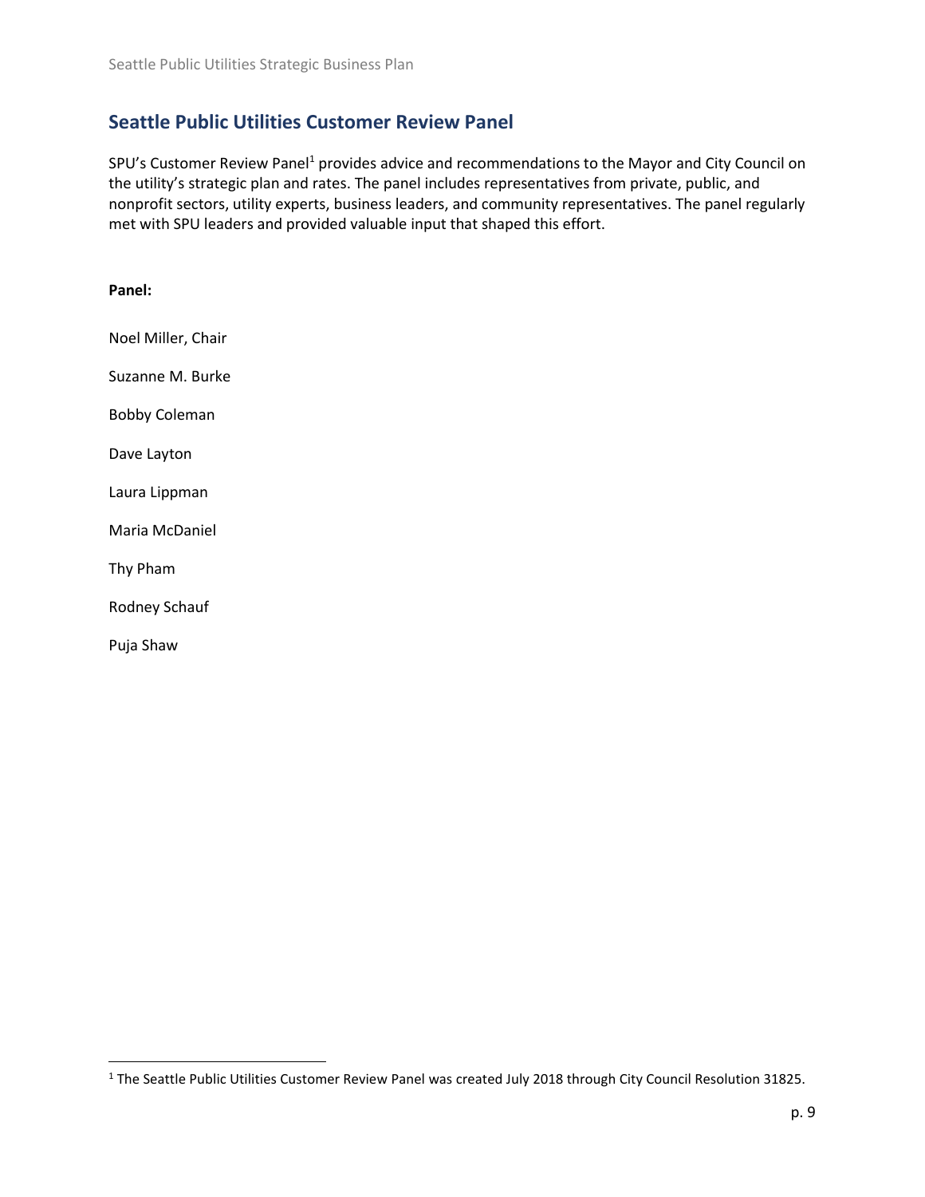## Seattle Public Utilities Customer Review Panel

SPU's Customer Review Panel[1] provides advice and recommendations to the Mayor and City Council on the utility's strategic plan and rates. The panel includes representatives from private, public, and nonprofit sectors, utility experts, business leaders, and community representatives. The panel regularly met with SPU leaders and provided valuable input that shaped this effort.

**Panel:**

Noel Miller, Chair

Suzanne M. Burke

Bobby Coleman

Dave Layton

Laura Lippman

Maria McDaniel

Thy Pham

Rodney Schauf

Puja Shaw

[1] The Seattle Public Utilities Customer Review Panel was created July 2018 through City Council Resolution 31825.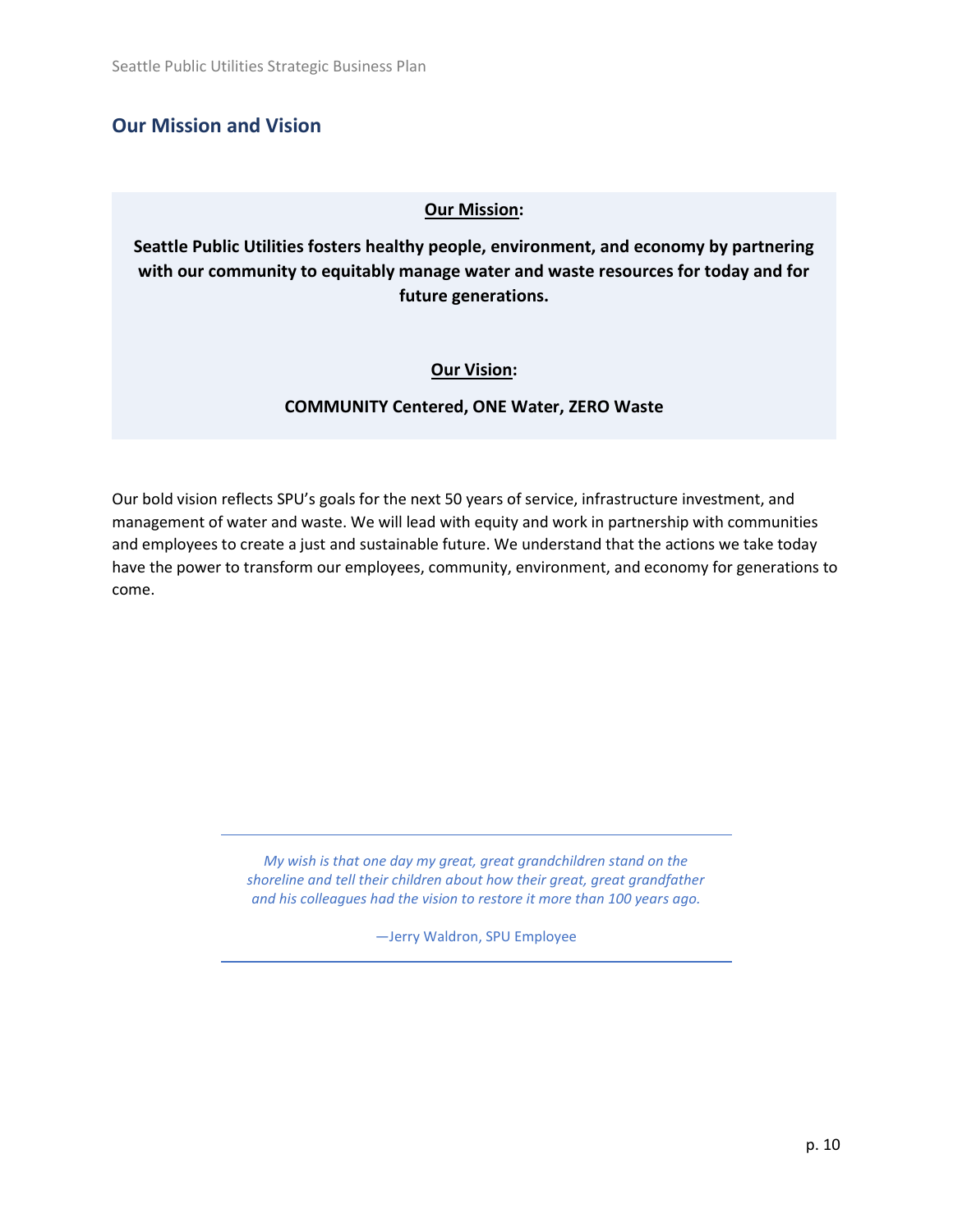## Our Mission and Vision

**Our Mission:**

**Seattle Public Utilities fosters healthy people, environment, and economy by partnering with our community to equitably manage water and waste resources for today and for future generations.**

**Our Vision:**

**COMMUNITY Centered, ONE Water, ZERO Waste**

Our bold vision reflects SPU's goals for the next 50 years of service, infrastructure investment, and management of water and waste. We will lead with equity and work in partnership with communities and employees to create a just and sustainable future. We understand that the actions we take today have the power to transform our employees, community, environment, and economy for generations to come.

> *My wish is that one day my great, great grandchildren stand on the shoreline and tell their children about how their great, great grandfather and his colleagues had the vision to restore it more than 100 years ago.*
>
> —Jerry Waldron, SPU Employee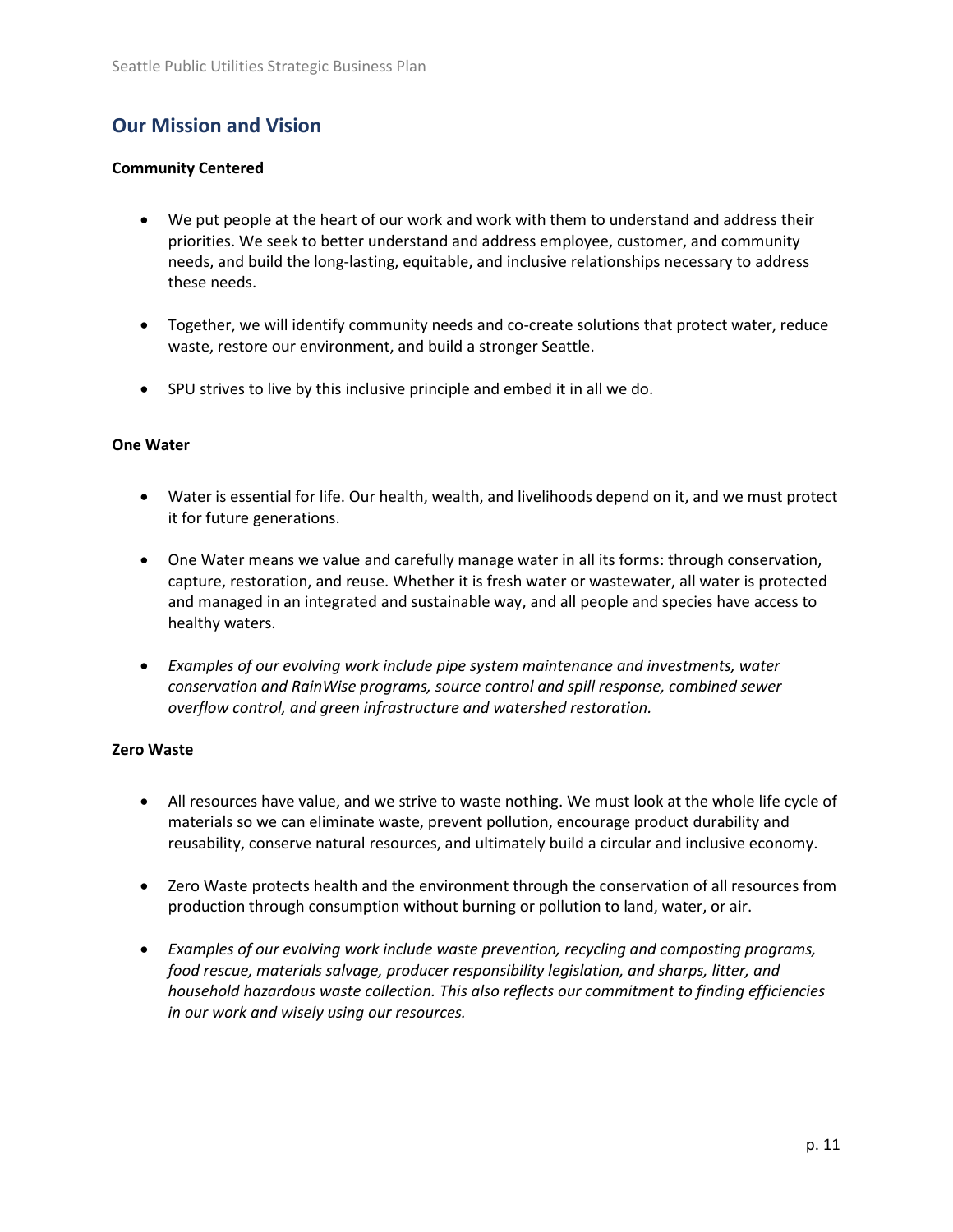## Our Mission and Vision

**Community Centered**

- We put people at the heart of our work and work with them to understand and address their priorities. We seek to better understand and address employee, customer, and community needs, and build the long-lasting, equitable, and inclusive relationships necessary to address these needs.
- Together, we will identify community needs and co-create solutions that protect water, reduce waste, restore our environment, and build a stronger Seattle.
- SPU strives to live by this inclusive principle and embed it in all we do.

**One Water**

- Water is essential for life. Our health, wealth, and livelihoods depend on it, and we must protect it for future generations.
- One Water means we value and carefully manage water in all its forms: through conservation, capture, restoration, and reuse. Whether it is fresh water or wastewater, all water is protected and managed in an integrated and sustainable way, and all people and species have access to healthy waters.
- *Examples of our evolving work include pipe system maintenance and investments, water conservation and RainWise programs, source control and spill response, combined sewer overflow control, and green infrastructure and watershed restoration.*

**Zero Waste**

- All resources have value, and we strive to waste nothing. We must look at the whole life cycle of materials so we can eliminate waste, prevent pollution, encourage product durability and reusability, conserve natural resources, and ultimately build a circular and inclusive economy.
- Zero Waste protects health and the environment through the conservation of all resources from production through consumption without burning or pollution to land, water, or air.
- *Examples of our evolving work include waste prevention, recycling and composting programs, food rescue, materials salvage, producer responsibility legislation, and sharps, litter, and household hazardous waste collection. This also reflects our commitment to finding efficiencies in our work and wisely using our resources.*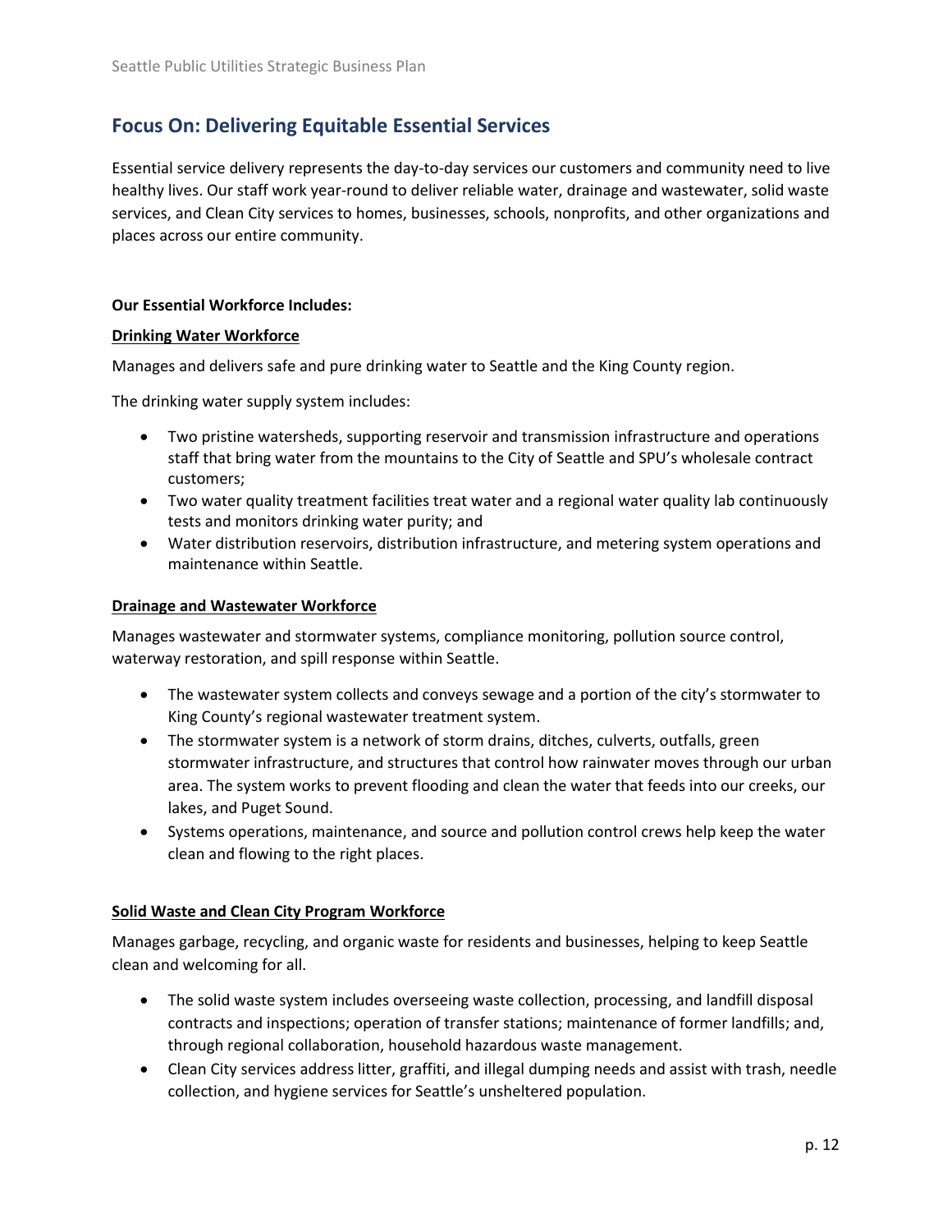## Focus On: Delivering Equitable Essential Services

Essential service delivery represents the day-to-day services our customers and community need to live healthy lives. Our staff work year-round to deliver reliable water, drainage and wastewater, solid waste services, and Clean City services to homes, businesses, schools, nonprofits, and other organizations and places across our entire community.

**Our Essential Workforce Includes:**

**Drinking Water Workforce**

Manages and delivers safe and pure drinking water to Seattle and the King County region.

The drinking water supply system includes:

- Two pristine watersheds, supporting reservoir and transmission infrastructure and operations staff that bring water from the mountains to the City of Seattle and SPU's wholesale contract customers;
- Two water quality treatment facilities treat water and a regional water quality lab continuously tests and monitors drinking water purity; and
- Water distribution reservoirs, distribution infrastructure, and metering system operations and maintenance within Seattle.

**Drainage and Wastewater Workforce**

Manages wastewater and stormwater systems, compliance monitoring, pollution source control, waterway restoration, and spill response within Seattle.

- The wastewater system collects and conveys sewage and a portion of the city's stormwater to King County's regional wastewater treatment system.
- The stormwater system is a network of storm drains, ditches, culverts, outfalls, green stormwater infrastructure, and structures that control how rainwater moves through our urban area. The system works to prevent flooding and clean the water that feeds into our creeks, our lakes, and Puget Sound.
- Systems operations, maintenance, and source and pollution control crews help keep the water clean and flowing to the right places.

**Solid Waste and Clean City Program Workforce**

Manages garbage, recycling, and organic waste for residents and businesses, helping to keep Seattle clean and welcoming for all.

- The solid waste system includes overseeing waste collection, processing, and landfill disposal contracts and inspections; operation of transfer stations; maintenance of former landfills; and, through regional collaboration, household hazardous waste management.
- Clean City services address litter, graffiti, and illegal dumping needs and assist with trash, needle collection, and hygiene services for Seattle's unsheltered population.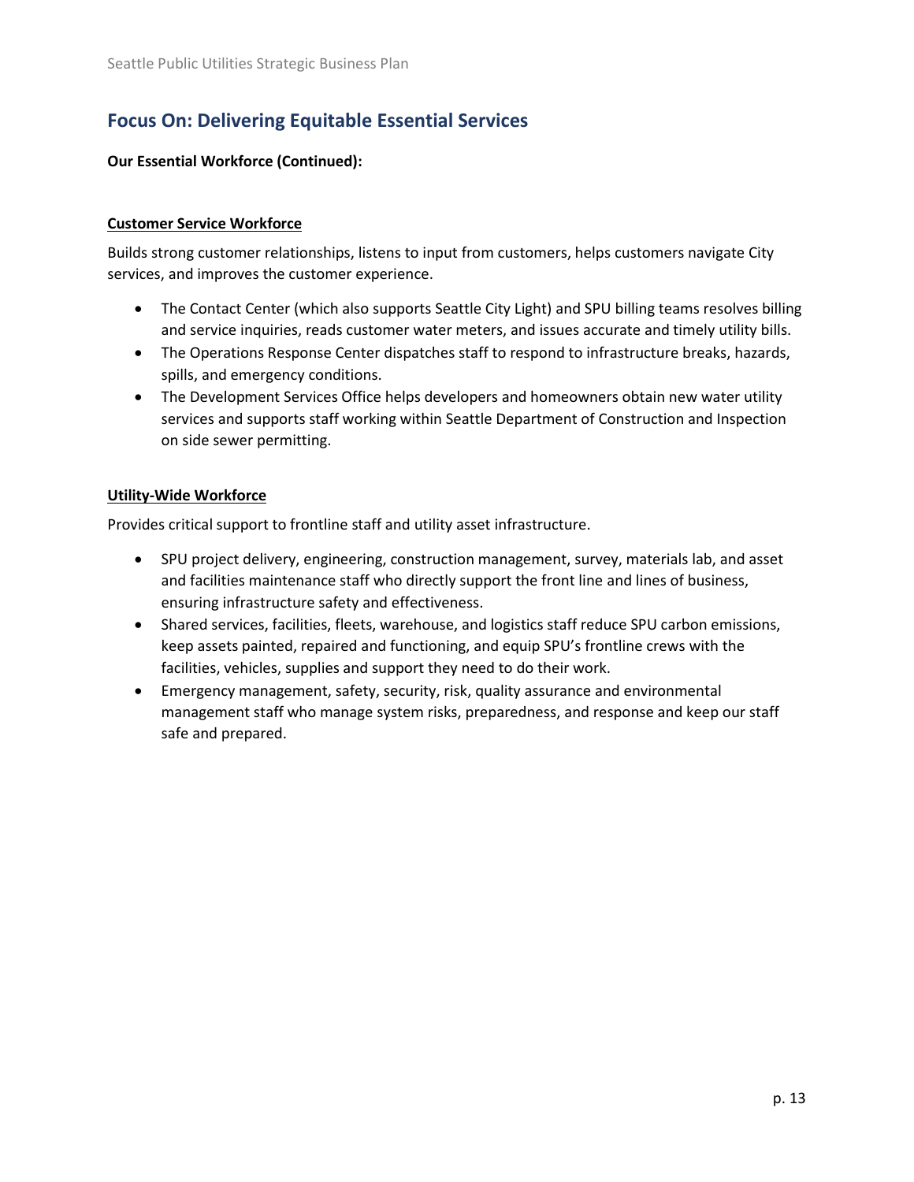## Focus On: Delivering Equitable Essential Services

**Our Essential Workforce (Continued):**

**Customer Service Workforce**

Builds strong customer relationships, listens to input from customers, helps customers navigate City services, and improves the customer experience.

- The Contact Center (which also supports Seattle City Light) and SPU billing teams resolves billing and service inquiries, reads customer water meters, and issues accurate and timely utility bills.
- The Operations Response Center dispatches staff to respond to infrastructure breaks, hazards, spills, and emergency conditions.
- The Development Services Office helps developers and homeowners obtain new water utility services and supports staff working within Seattle Department of Construction and Inspection on side sewer permitting.

**Utility-Wide Workforce**

Provides critical support to frontline staff and utility asset infrastructure.

- SPU project delivery, engineering, construction management, survey, materials lab, and asset and facilities maintenance staff who directly support the front line and lines of business, ensuring infrastructure safety and effectiveness.
- Shared services, facilities, fleets, warehouse, and logistics staff reduce SPU carbon emissions, keep assets painted, repaired and functioning, and equip SPU's frontline crews with the facilities, vehicles, supplies and support they need to do their work.
- Emergency management, safety, security, risk, quality assurance and environmental management staff who manage system risks, preparedness, and response and keep our staff safe and prepared.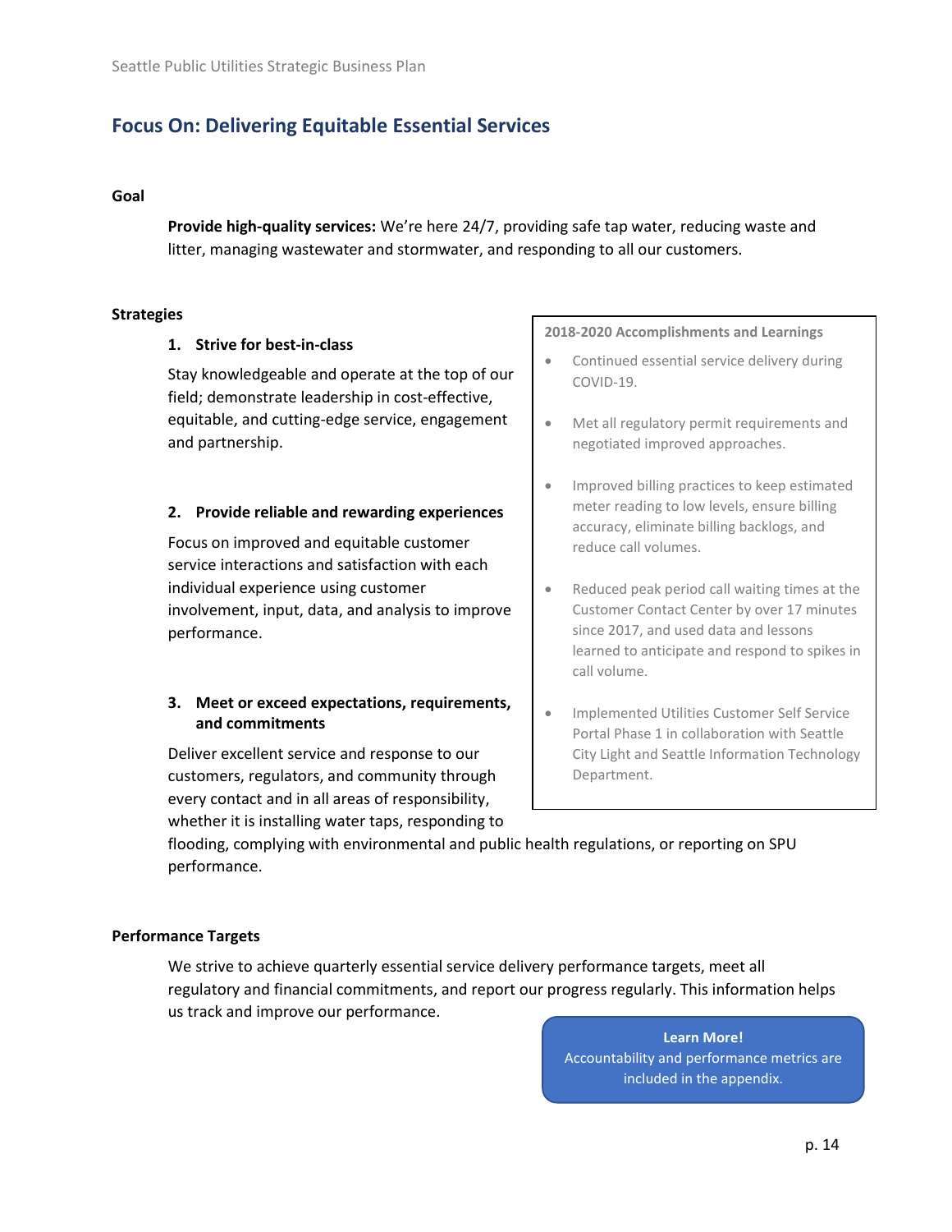## Focus On: Delivering Equitable Essential Services

### Goal

**Provide high-quality services:** We're here 24/7, providing safe tap water, reducing waste and litter, managing wastewater and stormwater, and responding to all our customers.

### Strategies

1. **Strive for best-in-class**

   Stay knowledgeable and operate at the top of our field; demonstrate leadership in cost-effective, equitable, and cutting-edge service, engagement and partnership.

2. **Provide reliable and rewarding experiences**

   Focus on improved and equitable customer service interactions and satisfaction with each individual experience using customer involvement, input, data, and analysis to improve performance.

3. **Meet or exceed expectations, requirements, and commitments**

   Deliver excellent service and response to our customers, regulators, and community through every contact and in all areas of responsibility, whether it is installing water taps, responding to flooding, complying with environmental and public health regulations, or reporting on SPU performance.

**2018-2020 Accomplishments and Learnings**

- Continued essential service delivery during COVID-19.
- Met all regulatory permit requirements and negotiated improved approaches.
- Improved billing practices to keep estimated meter reading to low levels, ensure billing accuracy, eliminate billing backlogs, and reduce call volumes.
- Reduced peak period call waiting times at the Customer Contact Center by over 17 minutes since 2017, and used data and lessons learned to anticipate and respond to spikes in call volume.
- Implemented Utilities Customer Self Service Portal Phase 1 in collaboration with Seattle City Light and Seattle Information Technology Department.

### Performance Targets

We strive to achieve quarterly essential service delivery performance targets, meet all regulatory and financial commitments, and report our progress regularly. This information helps us track and improve our performance.

**Learn More!**
Accountability and performance metrics are included in the appendix.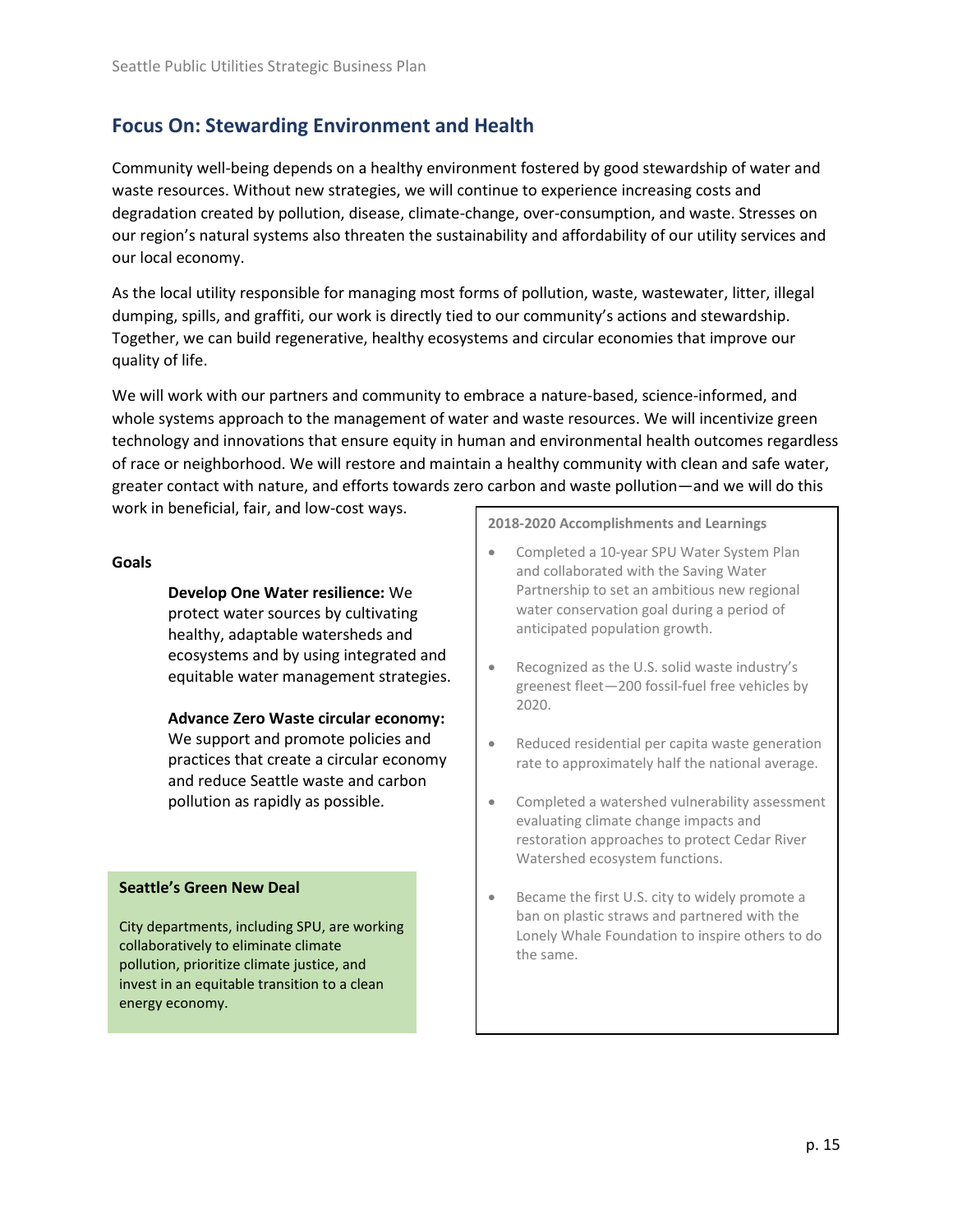## Focus On: Stewarding Environment and Health

Community well-being depends on a healthy environment fostered by good stewardship of water and waste resources. Without new strategies, we will continue to experience increasing costs and degradation created by pollution, disease, climate-change, over-consumption, and waste. Stresses on our region's natural systems also threaten the sustainability and affordability of our utility services and our local economy.

As the local utility responsible for managing most forms of pollution, waste, wastewater, litter, illegal dumping, spills, and graffiti, our work is directly tied to our community's actions and stewardship. Together, we can build regenerative, healthy ecosystems and circular economies that improve our quality of life.

We will work with our partners and community to embrace a nature-based, science-informed, and whole systems approach to the management of water and waste resources. We will incentivize green technology and innovations that ensure equity in human and environmental health outcomes regardless of race or neighborhood. We will restore and maintain a healthy community with clean and safe water, greater contact with nature, and efforts towards zero carbon and waste pollution—and we will do this work in beneficial, fair, and low-cost ways.

**Goals**

**Develop One Water resilience:** We protect water sources by cultivating healthy, adaptable watersheds and ecosystems and by using integrated and equitable water management strategies.

**Advance Zero Waste circular economy:** We support and promote policies and practices that create a circular economy and reduce Seattle waste and carbon pollution as rapidly as possible.

**Seattle's Green New Deal**

City departments, including SPU, are working collaboratively to eliminate climate pollution, prioritize climate justice, and invest in an equitable transition to a clean energy economy.

**2018-2020 Accomplishments and Learnings**

- Completed a 10-year SPU Water System Plan and collaborated with the Saving Water Partnership to set an ambitious new regional water conservation goal during a period of anticipated population growth.
- Recognized as the U.S. solid waste industry's greenest fleet—200 fossil-fuel free vehicles by 2020.
- Reduced residential per capita waste generation rate to approximately half the national average.
- Completed a watershed vulnerability assessment evaluating climate change impacts and restoration approaches to protect Cedar River Watershed ecosystem functions.
- Became the first U.S. city to widely promote a ban on plastic straws and partnered with the Lonely Whale Foundation to inspire others to do the same.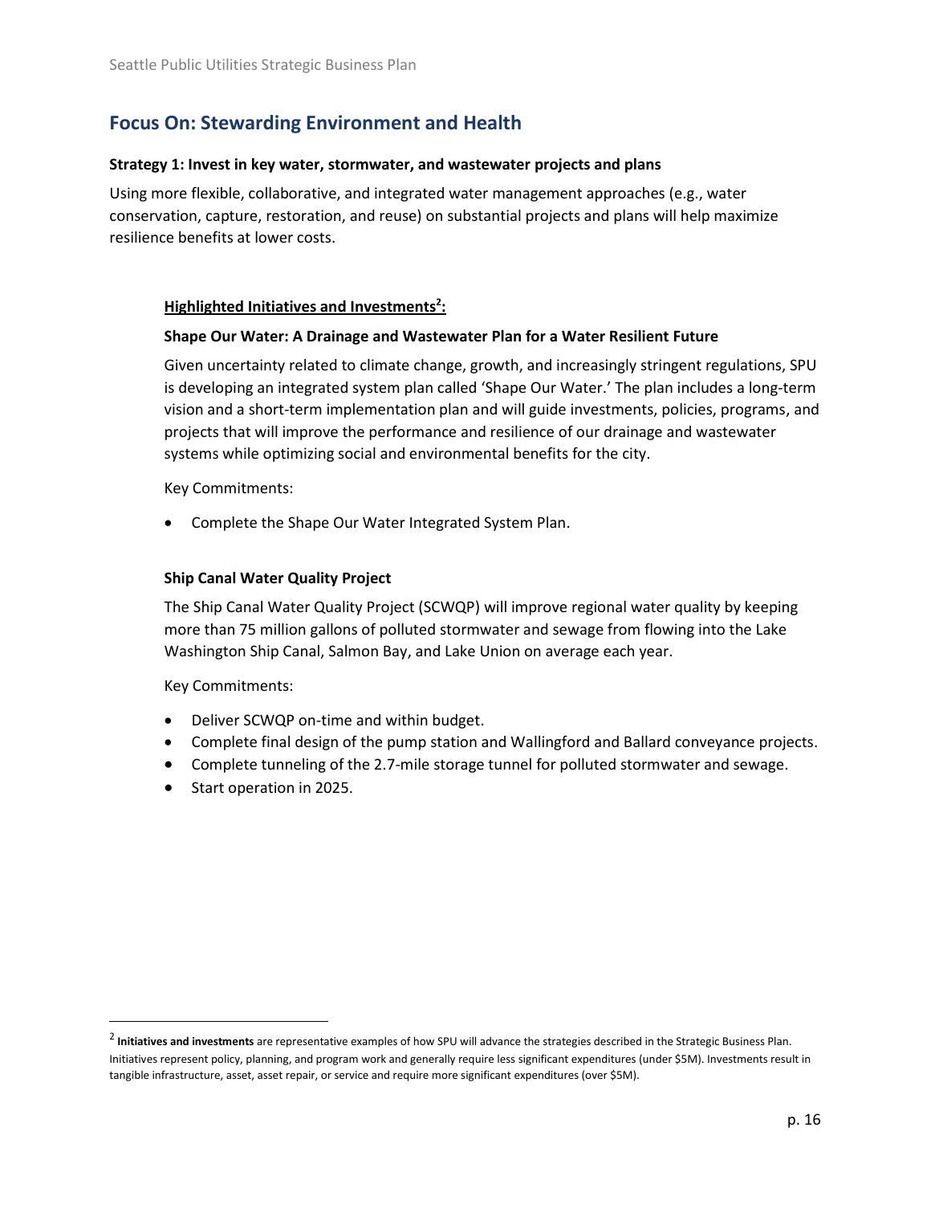## Focus On: Stewarding Environment and Health

**Strategy 1: Invest in key water, stormwater, and wastewater projects and plans**

Using more flexible, collaborative, and integrated water management approaches (e.g., water conservation, capture, restoration, and reuse) on substantial projects and plans will help maximize resilience benefits at lower costs.

**Highlighted Initiatives and Investments[2]:**

**Shape Our Water: A Drainage and Wastewater Plan for a Water Resilient Future**

Given uncertainty related to climate change, growth, and increasingly stringent regulations, SPU is developing an integrated system plan called 'Shape Our Water.' The plan includes a long-term vision and a short-term implementation plan and will guide investments, policies, programs, and projects that will improve the performance and resilience of our drainage and wastewater systems while optimizing social and environmental benefits for the city.

Key Commitments:

- Complete the Shape Our Water Integrated System Plan.

**Ship Canal Water Quality Project**

The Ship Canal Water Quality Project (SCWQP) will improve regional water quality by keeping more than 75 million gallons of polluted stormwater and sewage from flowing into the Lake Washington Ship Canal, Salmon Bay, and Lake Union on average each year.

Key Commitments:

- Deliver SCWQP on-time and within budget.
- Complete final design of the pump station and Wallingford and Ballard conveyance projects.
- Complete tunneling of the 2.7-mile storage tunnel for polluted stormwater and sewage.
- Start operation in 2025.

[2] **Initiatives and investments** are representative examples of how SPU will advance the strategies described in the Strategic Business Plan. Initiatives represent policy, planning, and program work and generally require less significant expenditures (under $5M). Investments result in tangible infrastructure, asset, asset repair, or service and require more significant expenditures (over $5M).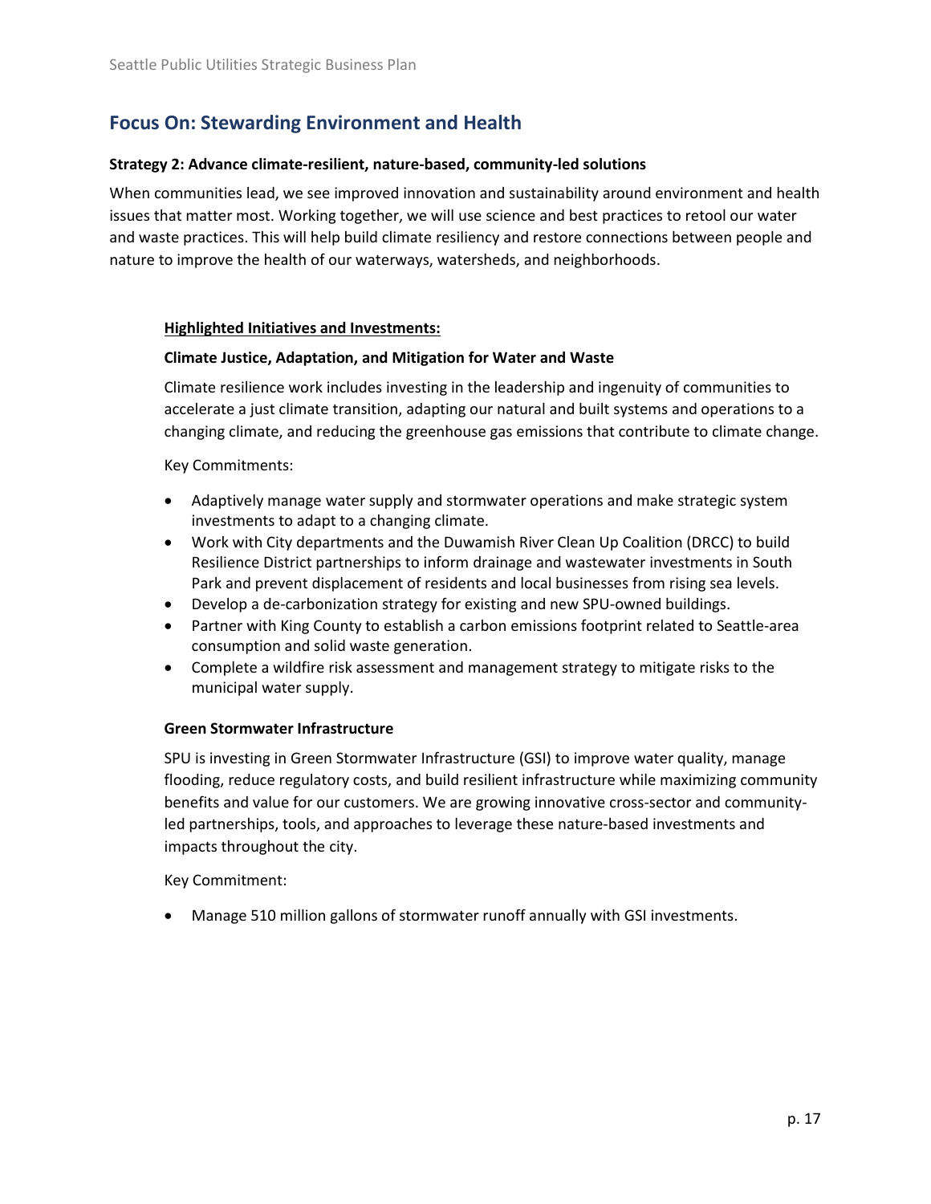## Focus On: Stewarding Environment and Health

**Strategy 2: Advance climate-resilient, nature-based, community-led solutions**

When communities lead, we see improved innovation and sustainability around environment and health issues that matter most. Working together, we will use science and best practices to retool our water and waste practices. This will help build climate resiliency and restore connections between people and nature to improve the health of our waterways, watersheds, and neighborhoods.

**Highlighted Initiatives and Investments:**

**Climate Justice, Adaptation, and Mitigation for Water and Waste**

Climate resilience work includes investing in the leadership and ingenuity of communities to accelerate a just climate transition, adapting our natural and built systems and operations to a changing climate, and reducing the greenhouse gas emissions that contribute to climate change.

Key Commitments:

- Adaptively manage water supply and stormwater operations and make strategic system investments to adapt to a changing climate.
- Work with City departments and the Duwamish River Clean Up Coalition (DRCC) to build Resilience District partnerships to inform drainage and wastewater investments in South Park and prevent displacement of residents and local businesses from rising sea levels.
- Develop a de-carbonization strategy for existing and new SPU-owned buildings.
- Partner with King County to establish a carbon emissions footprint related to Seattle-area consumption and solid waste generation.
- Complete a wildfire risk assessment and management strategy to mitigate risks to the municipal water supply.

**Green Stormwater Infrastructure**

SPU is investing in Green Stormwater Infrastructure (GSI) to improve water quality, manage flooding, reduce regulatory costs, and build resilient infrastructure while maximizing community benefits and value for our customers. We are growing innovative cross-sector and community-led partnerships, tools, and approaches to leverage these nature-based investments and impacts throughout the city.

Key Commitment:

- Manage 510 million gallons of stormwater runoff annually with GSI investments.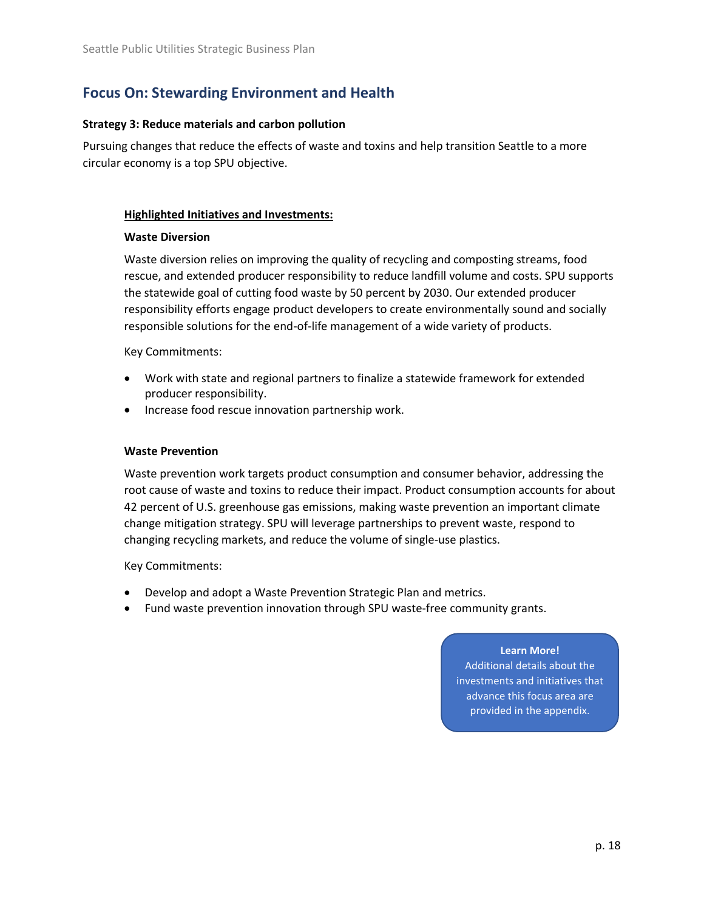## Focus On: Stewarding Environment and Health

**Strategy 3: Reduce materials and carbon pollution**

Pursuing changes that reduce the effects of waste and toxins and help transition Seattle to a more circular economy is a top SPU objective.

**Highlighted Initiatives and Investments:**

**Waste Diversion**

Waste diversion relies on improving the quality of recycling and composting streams, food rescue, and extended producer responsibility to reduce landfill volume and costs. SPU supports the statewide goal of cutting food waste by 50 percent by 2030. Our extended producer responsibility efforts engage product developers to create environmentally sound and socially responsible solutions for the end-of-life management of a wide variety of products.

Key Commitments:

- Work with state and regional partners to finalize a statewide framework for extended producer responsibility.
- Increase food rescue innovation partnership work.

**Waste Prevention**

Waste prevention work targets product consumption and consumer behavior, addressing the root cause of waste and toxins to reduce their impact. Product consumption accounts for about 42 percent of U.S. greenhouse gas emissions, making waste prevention an important climate change mitigation strategy. SPU will leverage partnerships to prevent waste, respond to changing recycling markets, and reduce the volume of single-use plastics.

Key Commitments:

- Develop and adopt a Waste Prevention Strategic Plan and metrics.
- Fund waste prevention innovation through SPU waste-free community grants.

**Learn More!**
Additional details about the investments and initiatives that advance this focus area are provided in the appendix.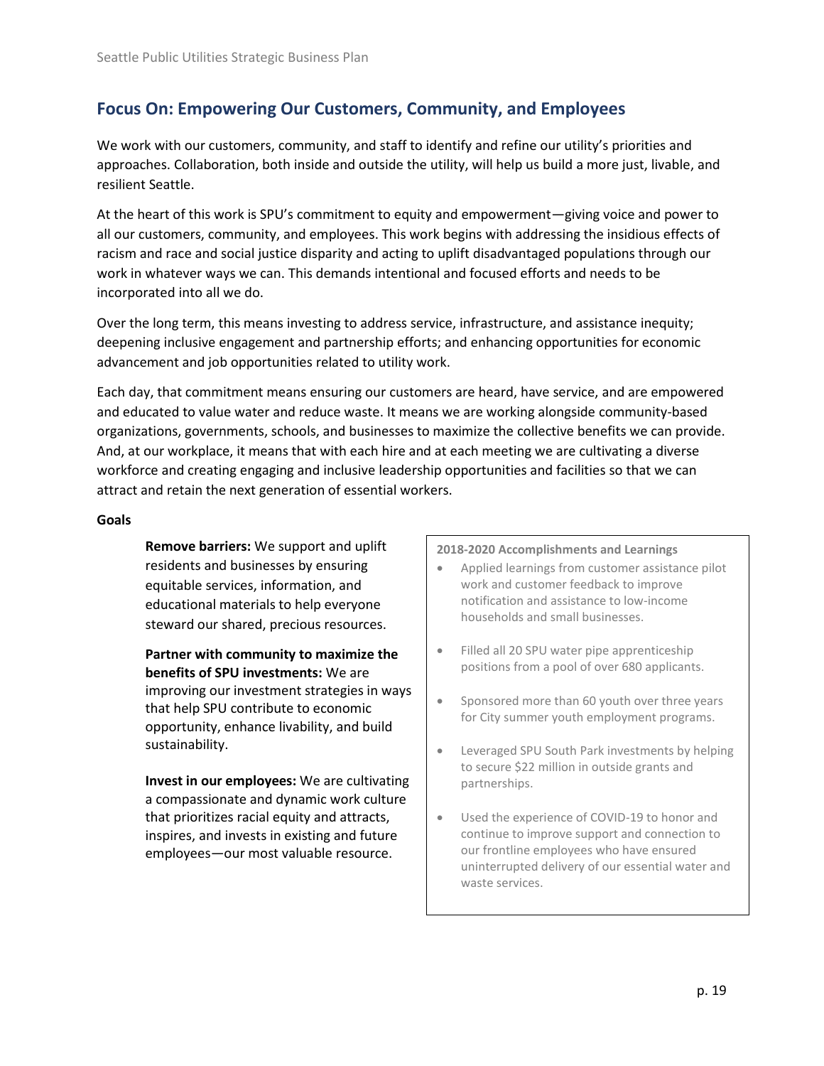## Focus On: Empowering Our Customers, Community, and Employees

We work with our customers, community, and staff to identify and refine our utility's priorities and approaches. Collaboration, both inside and outside the utility, will help us build a more just, livable, and resilient Seattle.

At the heart of this work is SPU's commitment to equity and empowerment—giving voice and power to all our customers, community, and employees. This work begins with addressing the insidious effects of racism and race and social justice disparity and acting to uplift disadvantaged populations through our work in whatever ways we can. This demands intentional and focused efforts and needs to be incorporated into all we do.

Over the long term, this means investing to address service, infrastructure, and assistance inequity; deepening inclusive engagement and partnership efforts; and enhancing opportunities for economic advancement and job opportunities related to utility work.

Each day, that commitment means ensuring our customers are heard, have service, and are empowered and educated to value water and reduce waste. It means we are working alongside community-based organizations, governments, schools, and businesses to maximize the collective benefits we can provide. And, at our workplace, it means that with each hire and at each meeting we are cultivating a diverse workforce and creating engaging and inclusive leadership opportunities and facilities so that we can attract and retain the next generation of essential workers.

**Goals**

**Remove barriers:** We support and uplift residents and businesses by ensuring equitable services, information, and educational materials to help everyone steward our shared, precious resources.

**Partner with community to maximize the benefits of SPU investments:** We are improving our investment strategies in ways that help SPU contribute to economic opportunity, enhance livability, and build sustainability.

**Invest in our employees:** We are cultivating a compassionate and dynamic work culture that prioritizes racial equity and attracts, inspires, and invests in existing and future employees—our most valuable resource.

**2018-2020 Accomplishments and Learnings**

- Applied learnings from customer assistance pilot work and customer feedback to improve notification and assistance to low-income households and small businesses.
- Filled all 20 SPU water pipe apprenticeship positions from a pool of over 680 applicants.
- Sponsored more than 60 youth over three years for City summer youth employment programs.
- Leveraged SPU South Park investments by helping to secure $22 million in outside grants and partnerships.
- Used the experience of COVID-19 to honor and continue to improve support and connection to our frontline employees who have ensured uninterrupted delivery of our essential water and waste services.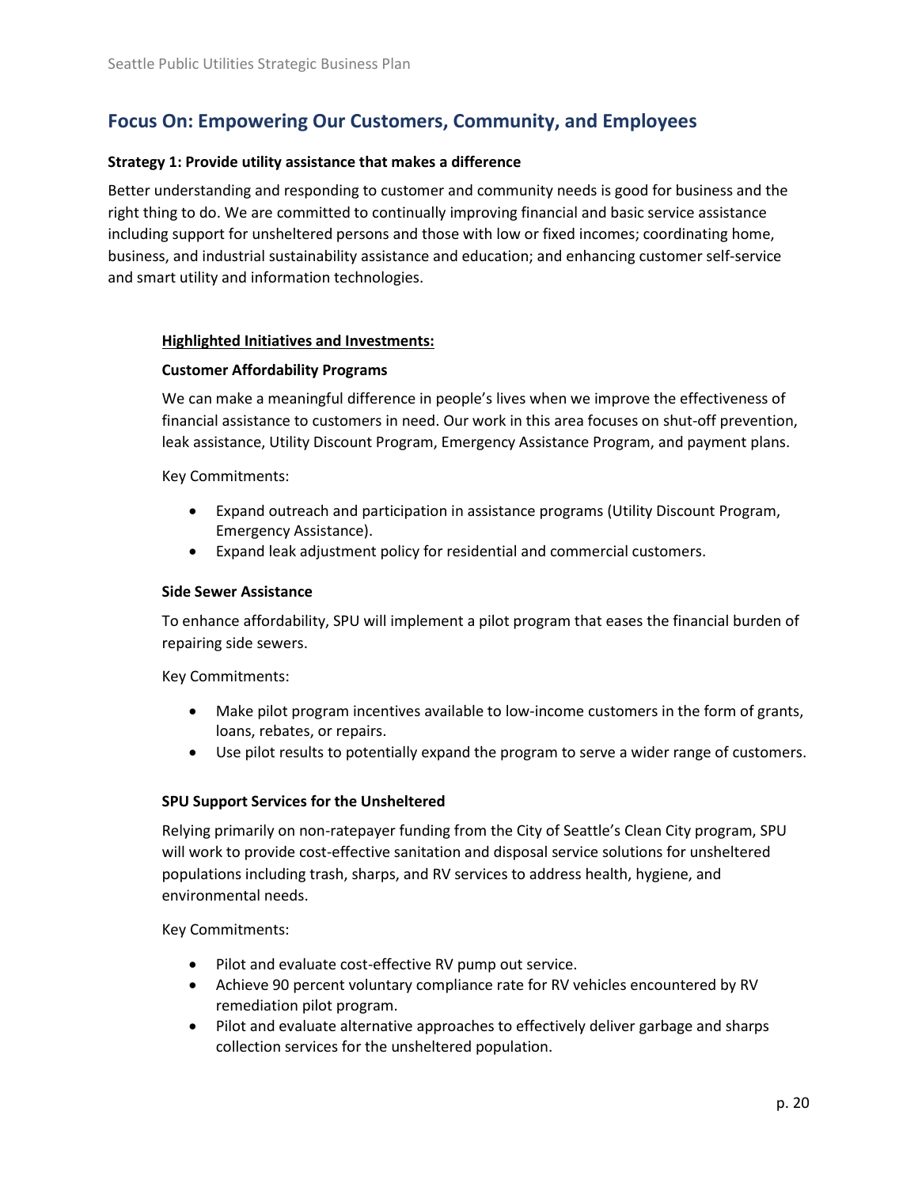## Focus On: Empowering Our Customers, Community, and Employees

**Strategy 1: Provide utility assistance that makes a difference**

Better understanding and responding to customer and community needs is good for business and the right thing to do. We are committed to continually improving financial and basic service assistance including support for unsheltered persons and those with low or fixed incomes; coordinating home, business, and industrial sustainability assistance and education; and enhancing customer self-service and smart utility and information technologies.

**Highlighted Initiatives and Investments:**

**Customer Affordability Programs**

We can make a meaningful difference in people's lives when we improve the effectiveness of financial assistance to customers in need. Our work in this area focuses on shut-off prevention, leak assistance, Utility Discount Program, Emergency Assistance Program, and payment plans.

Key Commitments:

- Expand outreach and participation in assistance programs (Utility Discount Program, Emergency Assistance).
- Expand leak adjustment policy for residential and commercial customers.

**Side Sewer Assistance**

To enhance affordability, SPU will implement a pilot program that eases the financial burden of repairing side sewers.

Key Commitments:

- Make pilot program incentives available to low-income customers in the form of grants, loans, rebates, or repairs.
- Use pilot results to potentially expand the program to serve a wider range of customers.

**SPU Support Services for the Unsheltered**

Relying primarily on non-ratepayer funding from the City of Seattle's Clean City program, SPU will work to provide cost-effective sanitation and disposal service solutions for unsheltered populations including trash, sharps, and RV services to address health, hygiene, and environmental needs.

Key Commitments:

- Pilot and evaluate cost-effective RV pump out service.
- Achieve 90 percent voluntary compliance rate for RV vehicles encountered by RV remediation pilot program.
- Pilot and evaluate alternative approaches to effectively deliver garbage and sharps collection services for the unsheltered population.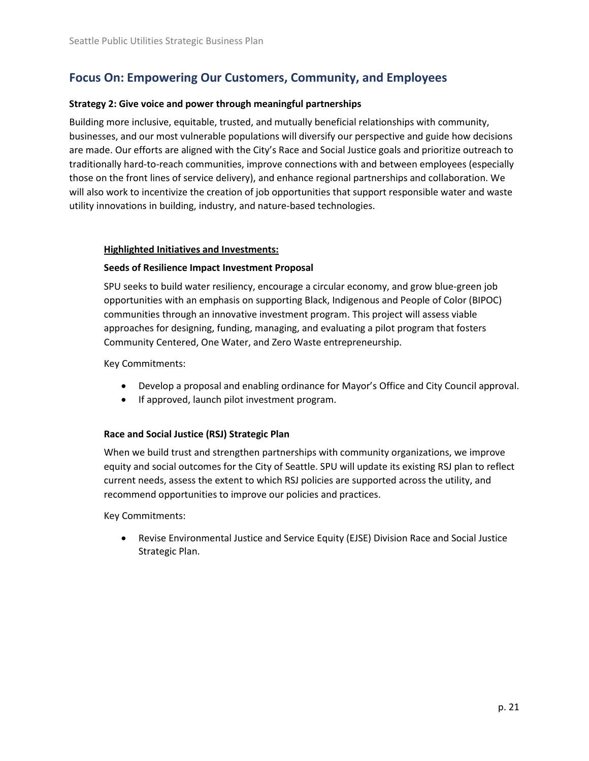## Focus On: Empowering Our Customers, Community, and Employees

**Strategy 2: Give voice and power through meaningful partnerships**

Building more inclusive, equitable, trusted, and mutually beneficial relationships with community, businesses, and our most vulnerable populations will diversify our perspective and guide how decisions are made. Our efforts are aligned with the City's Race and Social Justice goals and prioritize outreach to traditionally hard-to-reach communities, improve connections with and between employees (especially those on the front lines of service delivery), and enhance regional partnerships and collaboration. We will also work to incentivize the creation of job opportunities that support responsible water and waste utility innovations in building, industry, and nature-based technologies.

**Highlighted Initiatives and Investments:**

**Seeds of Resilience Impact Investment Proposal**

SPU seeks to build water resiliency, encourage a circular economy, and grow blue-green job opportunities with an emphasis on supporting Black, Indigenous and People of Color (BIPOC) communities through an innovative investment program. This project will assess viable approaches for designing, funding, managing, and evaluating a pilot program that fosters Community Centered, One Water, and Zero Waste entrepreneurship.

Key Commitments:

- Develop a proposal and enabling ordinance for Mayor's Office and City Council approval.
- If approved, launch pilot investment program.

**Race and Social Justice (RSJ) Strategic Plan**

When we build trust and strengthen partnerships with community organizations, we improve equity and social outcomes for the City of Seattle. SPU will update its existing RSJ plan to reflect current needs, assess the extent to which RSJ policies are supported across the utility, and recommend opportunities to improve our policies and practices.

Key Commitments:

- Revise Environmental Justice and Service Equity (EJSE) Division Race and Social Justice Strategic Plan.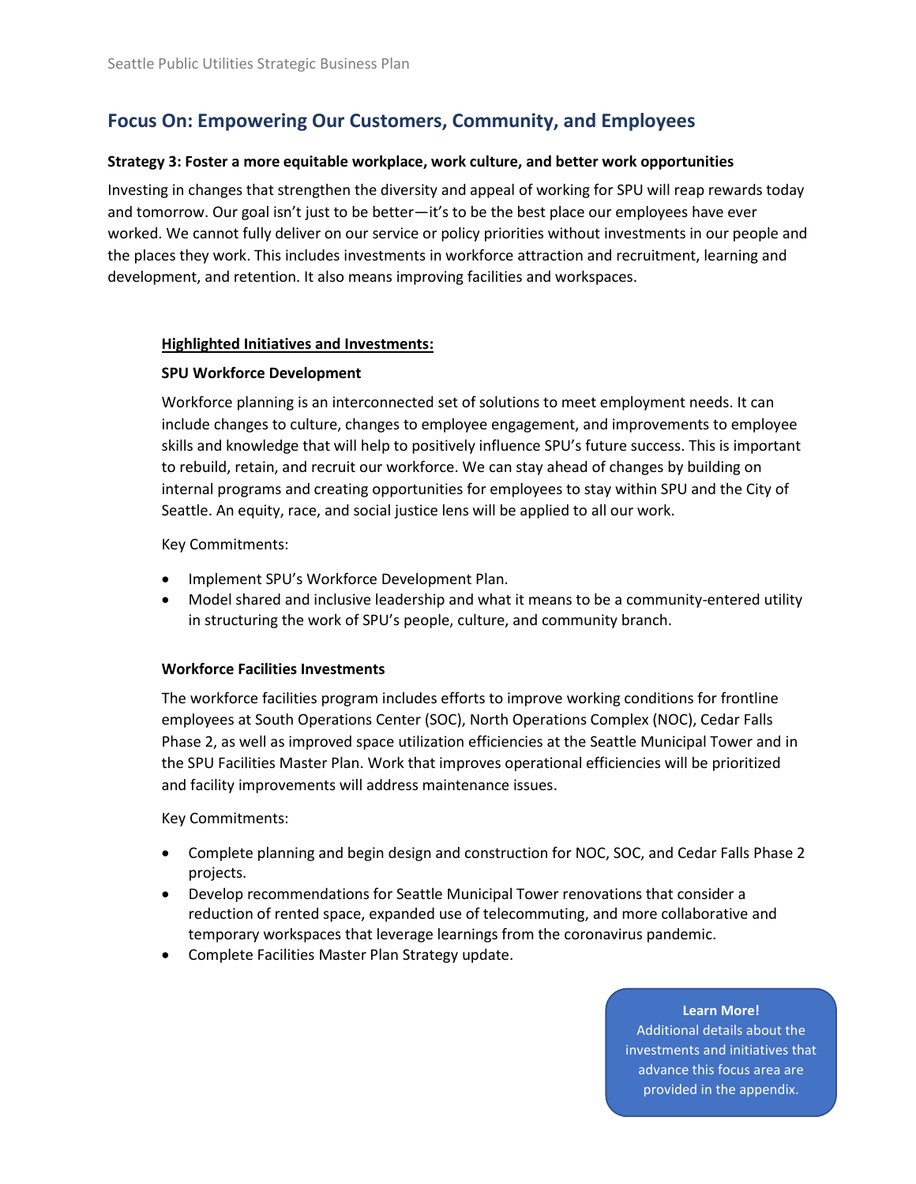## Focus On: Empowering Our Customers, Community, and Employees

**Strategy 3: Foster a more equitable workplace, work culture, and better work opportunities**

Investing in changes that strengthen the diversity and appeal of working for SPU will reap rewards today and tomorrow. Our goal isn't just to be better—it's to be the best place our employees have ever worked. We cannot fully deliver on our service or policy priorities without investments in our people and the places they work. This includes investments in workforce attraction and recruitment, learning and development, and retention. It also means improving facilities and workspaces.

**Highlighted Initiatives and Investments:**

**SPU Workforce Development**

Workforce planning is an interconnected set of solutions to meet employment needs. It can include changes to culture, changes to employee engagement, and improvements to employee skills and knowledge that will help to positively influence SPU's future success. This is important to rebuild, retain, and recruit our workforce. We can stay ahead of changes by building on internal programs and creating opportunities for employees to stay within SPU and the City of Seattle. An equity, race, and social justice lens will be applied to all our work.

Key Commitments:

- Implement SPU's Workforce Development Plan.
- Model shared and inclusive leadership and what it means to be a community-entered utility in structuring the work of SPU's people, culture, and community branch.

**Workforce Facilities Investments**

The workforce facilities program includes efforts to improve working conditions for frontline employees at South Operations Center (SOC), North Operations Complex (NOC), Cedar Falls Phase 2, as well as improved space utilization efficiencies at the Seattle Municipal Tower and in the SPU Facilities Master Plan. Work that improves operational efficiencies will be prioritized and facility improvements will address maintenance issues.

Key Commitments:

- Complete planning and begin design and construction for NOC, SOC, and Cedar Falls Phase 2 projects.
- Develop recommendations for Seattle Municipal Tower renovations that consider a reduction of rented space, expanded use of telecommuting, and more collaborative and temporary workspaces that leverage learnings from the coronavirus pandemic.
- Complete Facilities Master Plan Strategy update.

**Learn More!**
Additional details about the investments and initiatives that advance this focus area are provided in the appendix.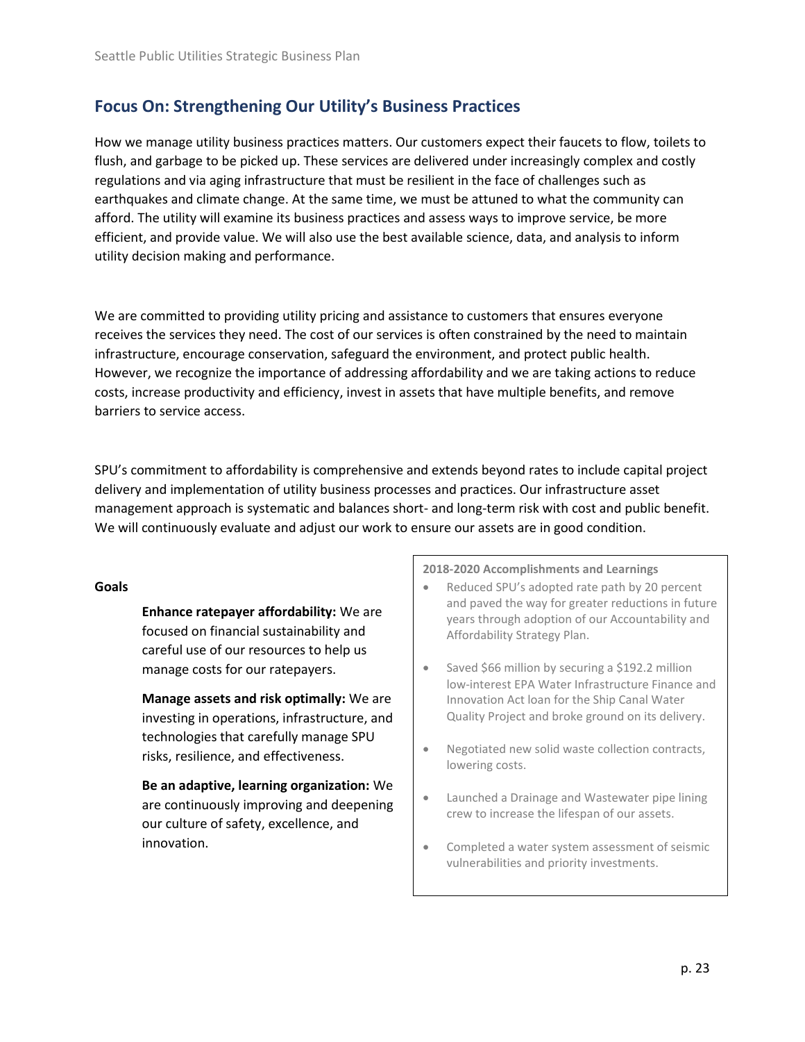## Focus On: Strengthening Our Utility's Business Practices

How we manage utility business practices matters. Our customers expect their faucets to flow, toilets to flush, and garbage to be picked up. These services are delivered under increasingly complex and costly regulations and via aging infrastructure that must be resilient in the face of challenges such as earthquakes and climate change. At the same time, we must be attuned to what the community can afford. The utility will examine its business practices and assess ways to improve service, be more efficient, and provide value. We will also use the best available science, data, and analysis to inform utility decision making and performance.

We are committed to providing utility pricing and assistance to customers that ensures everyone receives the services they need. The cost of our services is often constrained by the need to maintain infrastructure, encourage conservation, safeguard the environment, and protect public health. However, we recognize the importance of addressing affordability and we are taking actions to reduce costs, increase productivity and efficiency, invest in assets that have multiple benefits, and remove barriers to service access.

SPU's commitment to affordability is comprehensive and extends beyond rates to include capital project delivery and implementation of utility business processes and practices. Our infrastructure asset management approach is systematic and balances short- and long-term risk with cost and public benefit. We will continuously evaluate and adjust our work to ensure our assets are in good condition.

**Goals**

**Enhance ratepayer affordability:** We are focused on financial sustainability and careful use of our resources to help us manage costs for our ratepayers.

**Manage assets and risk optimally:** We are investing in operations, infrastructure, and technologies that carefully manage SPU risks, resilience, and effectiveness.

**Be an adaptive, learning organization:** We are continuously improving and deepening our culture of safety, excellence, and innovation.

**2018-2020 Accomplishments and Learnings**

- Reduced SPU's adopted rate path by 20 percent and paved the way for greater reductions in future years through adoption of our Accountability and Affordability Strategy Plan.
- Saved $66 million by securing a $192.2 million low-interest EPA Water Infrastructure Finance and Innovation Act loan for the Ship Canal Water Quality Project and broke ground on its delivery.
- Negotiated new solid waste collection contracts, lowering costs.
- Launched a Drainage and Wastewater pipe lining crew to increase the lifespan of our assets.
- Completed a water system assessment of seismic vulnerabilities and priority investments.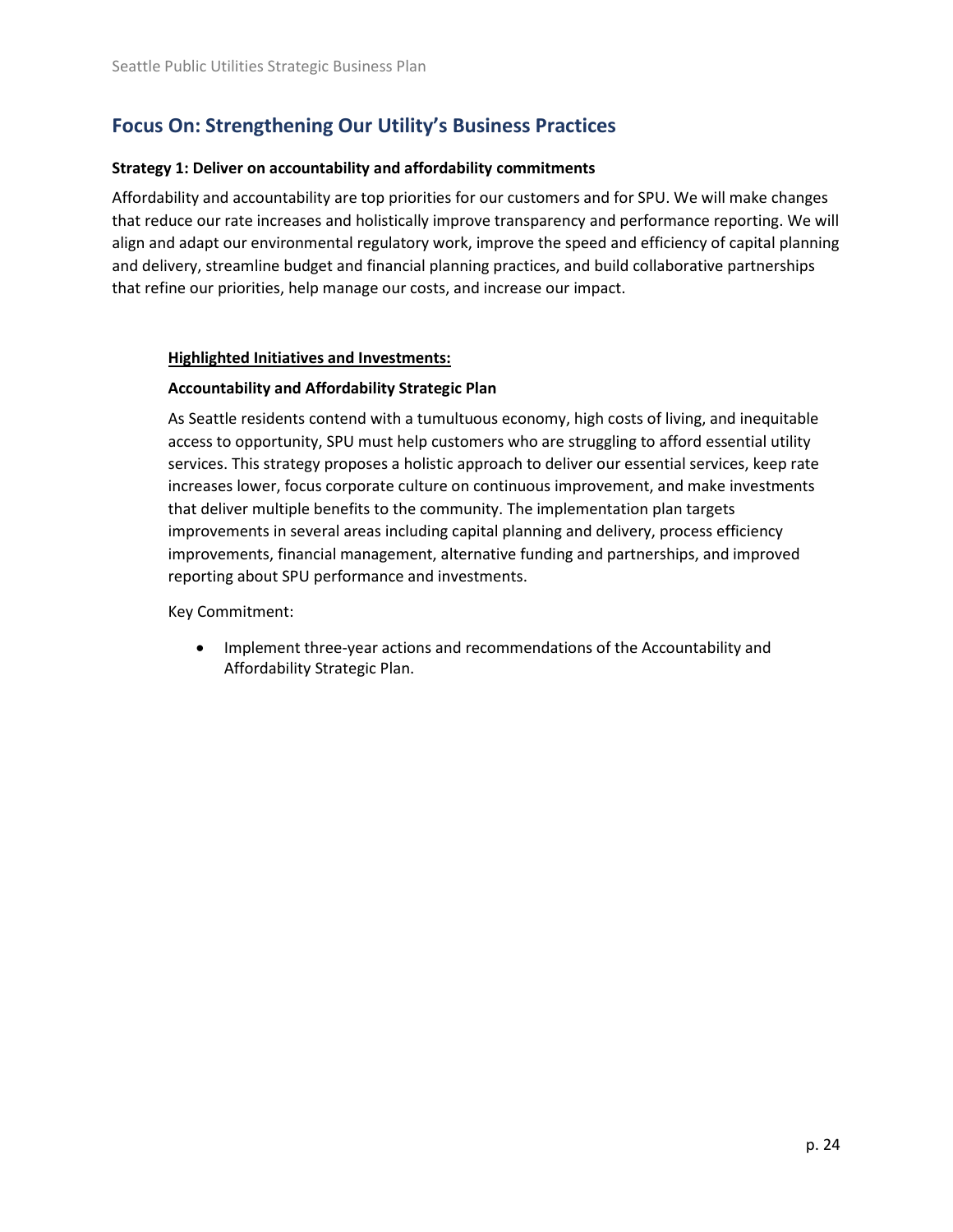## Focus On: Strengthening Our Utility's Business Practices

**Strategy 1: Deliver on accountability and affordability commitments**

Affordability and accountability are top priorities for our customers and for SPU. We will make changes that reduce our rate increases and holistically improve transparency and performance reporting. We will align and adapt our environmental regulatory work, improve the speed and efficiency of capital planning and delivery, streamline budget and financial planning practices, and build collaborative partnerships that refine our priorities, help manage our costs, and increase our impact.

**Highlighted Initiatives and Investments:**

**Accountability and Affordability Strategic Plan**

As Seattle residents contend with a tumultuous economy, high costs of living, and inequitable access to opportunity, SPU must help customers who are struggling to afford essential utility services. This strategy proposes a holistic approach to deliver our essential services, keep rate increases lower, focus corporate culture on continuous improvement, and make investments that deliver multiple benefits to the community. The implementation plan targets improvements in several areas including capital planning and delivery, process efficiency improvements, financial management, alternative funding and partnerships, and improved reporting about SPU performance and investments.

Key Commitment:

- Implement three-year actions and recommendations of the Accountability and Affordability Strategic Plan.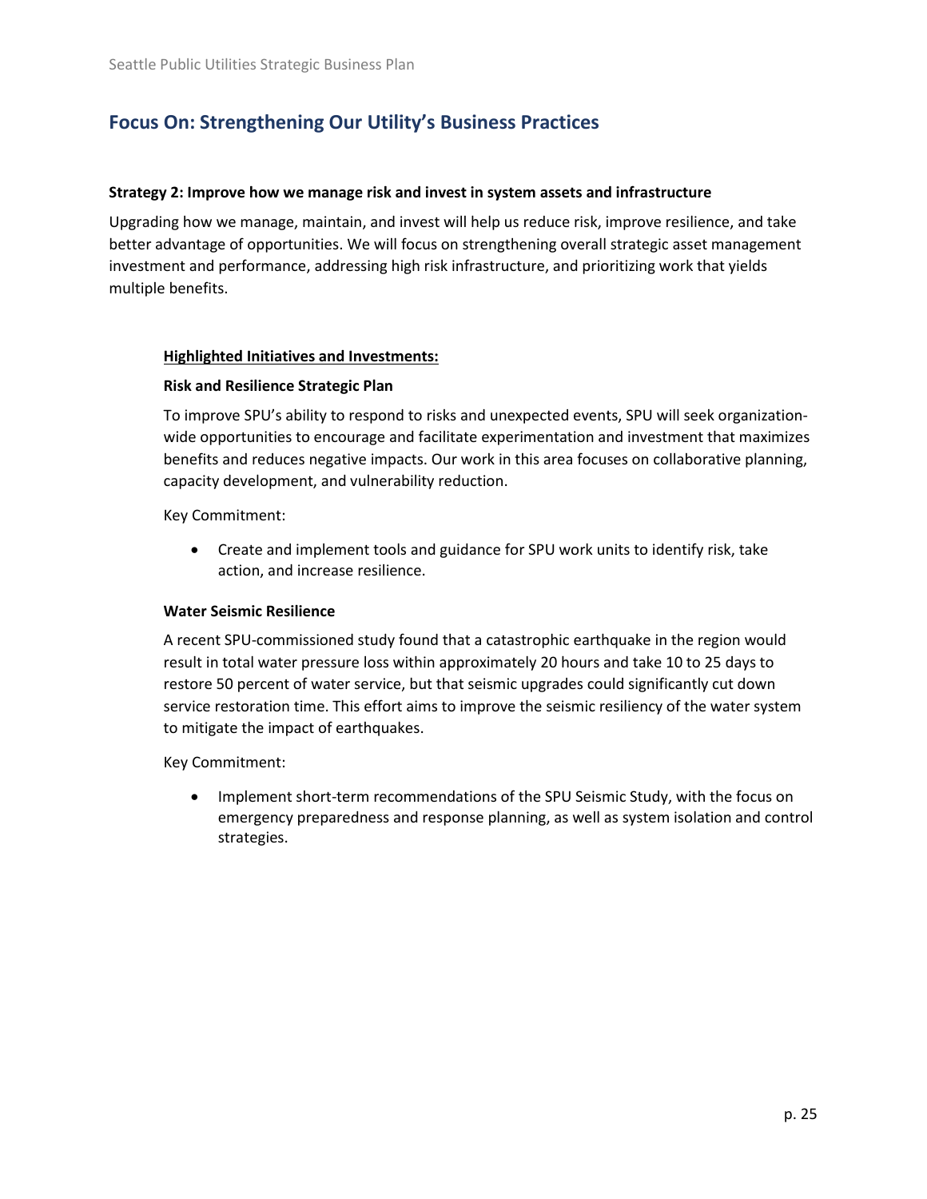## Focus On: Strengthening Our Utility's Business Practices

**Strategy 2: Improve how we manage risk and invest in system assets and infrastructure**

Upgrading how we manage, maintain, and invest will help us reduce risk, improve resilience, and take better advantage of opportunities. We will focus on strengthening overall strategic asset management investment and performance, addressing high risk infrastructure, and prioritizing work that yields multiple benefits.

**Highlighted Initiatives and Investments:**

**Risk and Resilience Strategic Plan**

To improve SPU's ability to respond to risks and unexpected events, SPU will seek organization-wide opportunities to encourage and facilitate experimentation and investment that maximizes benefits and reduces negative impacts. Our work in this area focuses on collaborative planning, capacity development, and vulnerability reduction.

Key Commitment:

- Create and implement tools and guidance for SPU work units to identify risk, take action, and increase resilience.

**Water Seismic Resilience**

A recent SPU-commissioned study found that a catastrophic earthquake in the region would result in total water pressure loss within approximately 20 hours and take 10 to 25 days to restore 50 percent of water service, but that seismic upgrades could significantly cut down service restoration time. This effort aims to improve the seismic resiliency of the water system to mitigate the impact of earthquakes.

Key Commitment:

- Implement short-term recommendations of the SPU Seismic Study, with the focus on emergency preparedness and response planning, as well as system isolation and control strategies.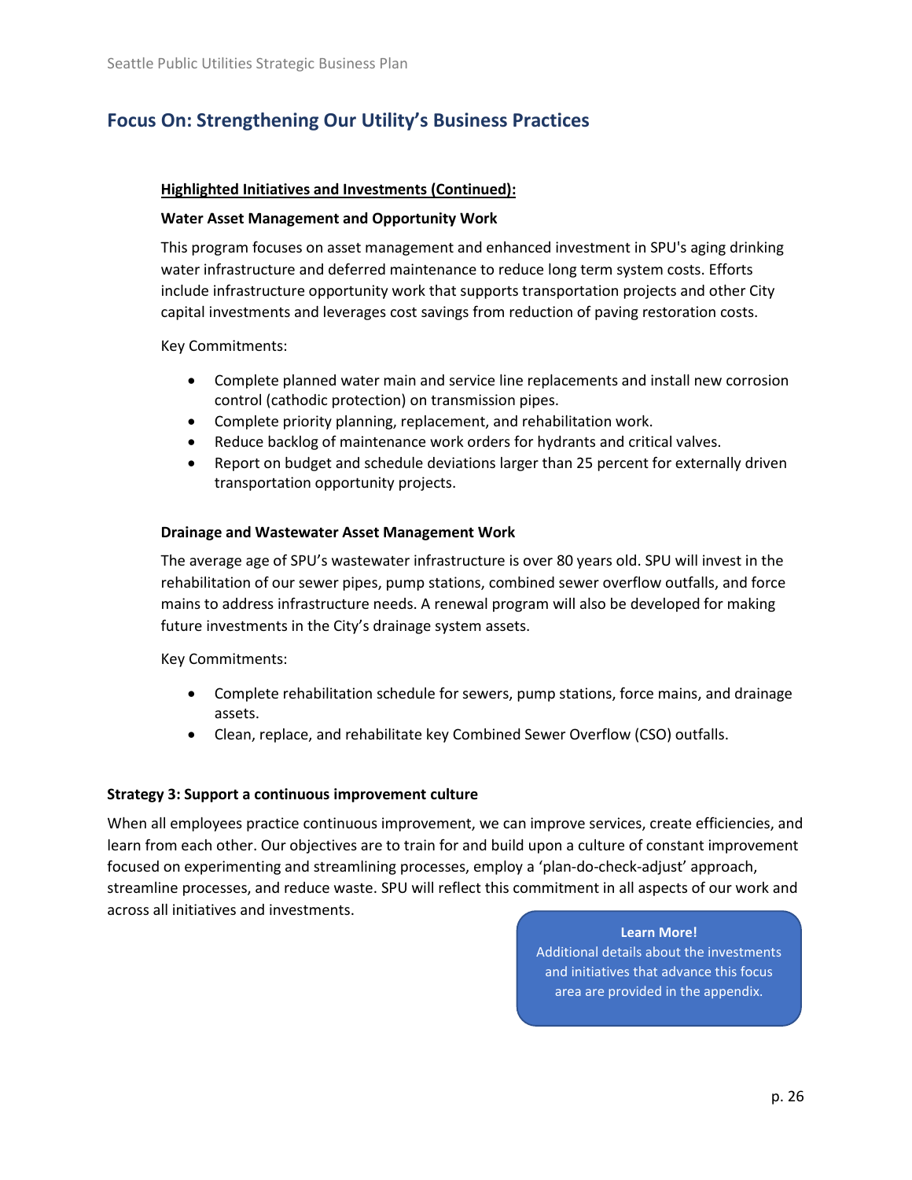## Focus On: Strengthening Our Utility's Business Practices

**Highlighted Initiatives and Investments (Continued):**

**Water Asset Management and Opportunity Work**

This program focuses on asset management and enhanced investment in SPU's aging drinking water infrastructure and deferred maintenance to reduce long term system costs. Efforts include infrastructure opportunity work that supports transportation projects and other City capital investments and leverages cost savings from reduction of paving restoration costs.

Key Commitments:

- Complete planned water main and service line replacements and install new corrosion control (cathodic protection) on transmission pipes.
- Complete priority planning, replacement, and rehabilitation work.
- Reduce backlog of maintenance work orders for hydrants and critical valves.
- Report on budget and schedule deviations larger than 25 percent for externally driven transportation opportunity projects.

**Drainage and Wastewater Asset Management Work**

The average age of SPU's wastewater infrastructure is over 80 years old. SPU will invest in the rehabilitation of our sewer pipes, pump stations, combined sewer overflow outfalls, and force mains to address infrastructure needs. A renewal program will also be developed for making future investments in the City's drainage system assets.

Key Commitments:

- Complete rehabilitation schedule for sewers, pump stations, force mains, and drainage assets.
- Clean, replace, and rehabilitate key Combined Sewer Overflow (CSO) outfalls.

**Strategy 3: Support a continuous improvement culture**

When all employees practice continuous improvement, we can improve services, create efficiencies, and learn from each other. Our objectives are to train for and build upon a culture of constant improvement focused on experimenting and streamlining processes, employ a 'plan-do-check-adjust' approach, streamline processes, and reduce waste. SPU will reflect this commitment in all aspects of our work and across all initiatives and investments.

**Learn More!**
Additional details about the investments and initiatives that advance this focus area are provided in the appendix.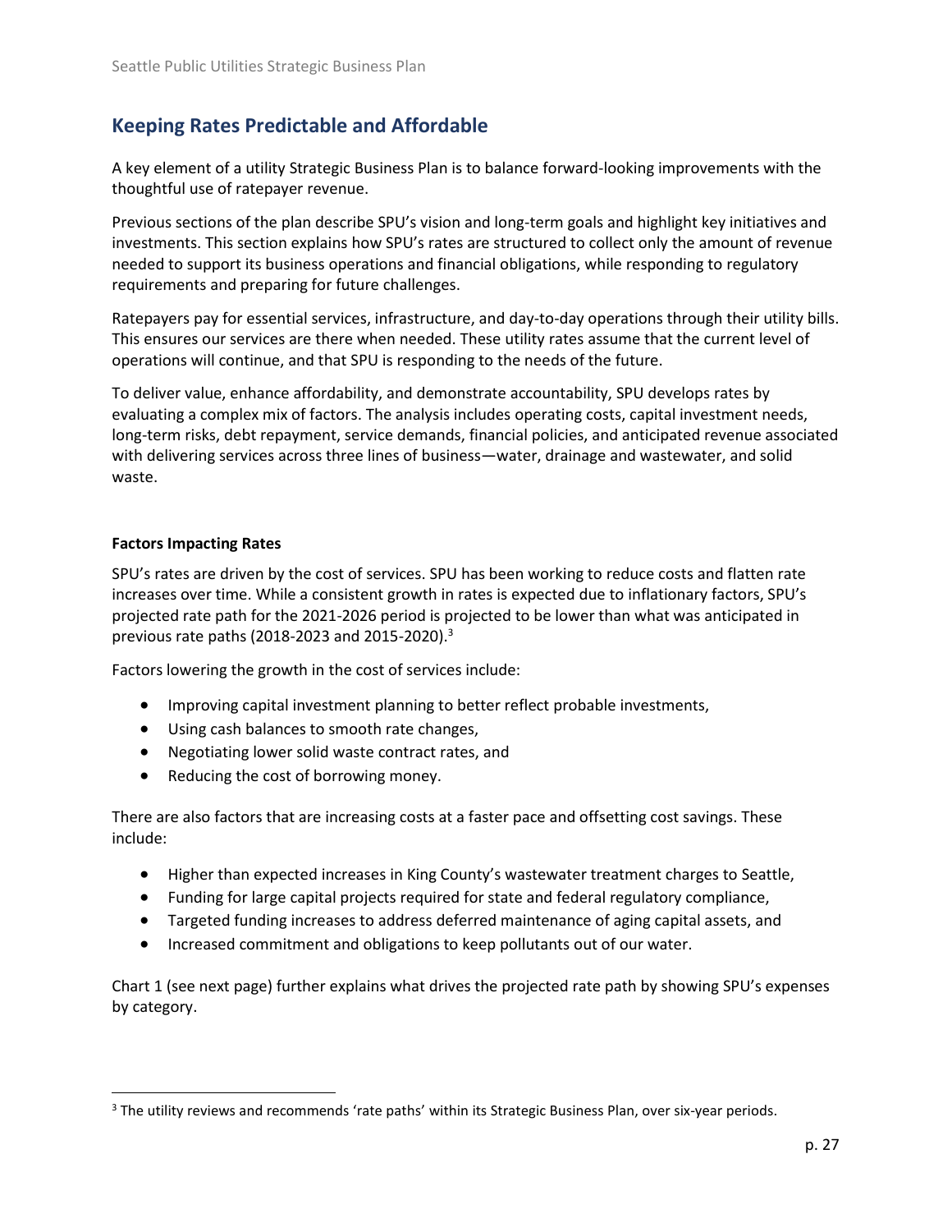## Keeping Rates Predictable and Affordable

A key element of a utility Strategic Business Plan is to balance forward-looking improvements with the thoughtful use of ratepayer revenue.

Previous sections of the plan describe SPU's vision and long-term goals and highlight key initiatives and investments. This section explains how SPU's rates are structured to collect only the amount of revenue needed to support its business operations and financial obligations, while responding to regulatory requirements and preparing for future challenges.

Ratepayers pay for essential services, infrastructure, and day-to-day operations through their utility bills. This ensures our services are there when needed. These utility rates assume that the current level of operations will continue, and that SPU is responding to the needs of the future.

To deliver value, enhance affordability, and demonstrate accountability, SPU develops rates by evaluating a complex mix of factors. The analysis includes operating costs, capital investment needs, long-term risks, debt repayment, service demands, financial policies, and anticipated revenue associated with delivering services across three lines of business—water, drainage and wastewater, and solid waste.

**Factors Impacting Rates**

SPU's rates are driven by the cost of services. SPU has been working to reduce costs and flatten rate increases over time. While a consistent growth in rates is expected due to inflationary factors, SPU's projected rate path for the 2021-2026 period is projected to be lower than what was anticipated in previous rate paths (2018-2023 and 2015-2020).[3]

Factors lowering the growth in the cost of services include:

- Improving capital investment planning to better reflect probable investments,
- Using cash balances to smooth rate changes,
- Negotiating lower solid waste contract rates, and
- Reducing the cost of borrowing money.

There are also factors that are increasing costs at a faster pace and offsetting cost savings. These include:

- Higher than expected increases in King County's wastewater treatment charges to Seattle,
- Funding for large capital projects required for state and federal regulatory compliance,
- Targeted funding increases to address deferred maintenance of aging capital assets, and
- Increased commitment and obligations to keep pollutants out of our water.

Chart 1 (see next page) further explains what drives the projected rate path by showing SPU's expenses by category.

[3] The utility reviews and recommends 'rate paths' within its Strategic Business Plan, over six-year periods.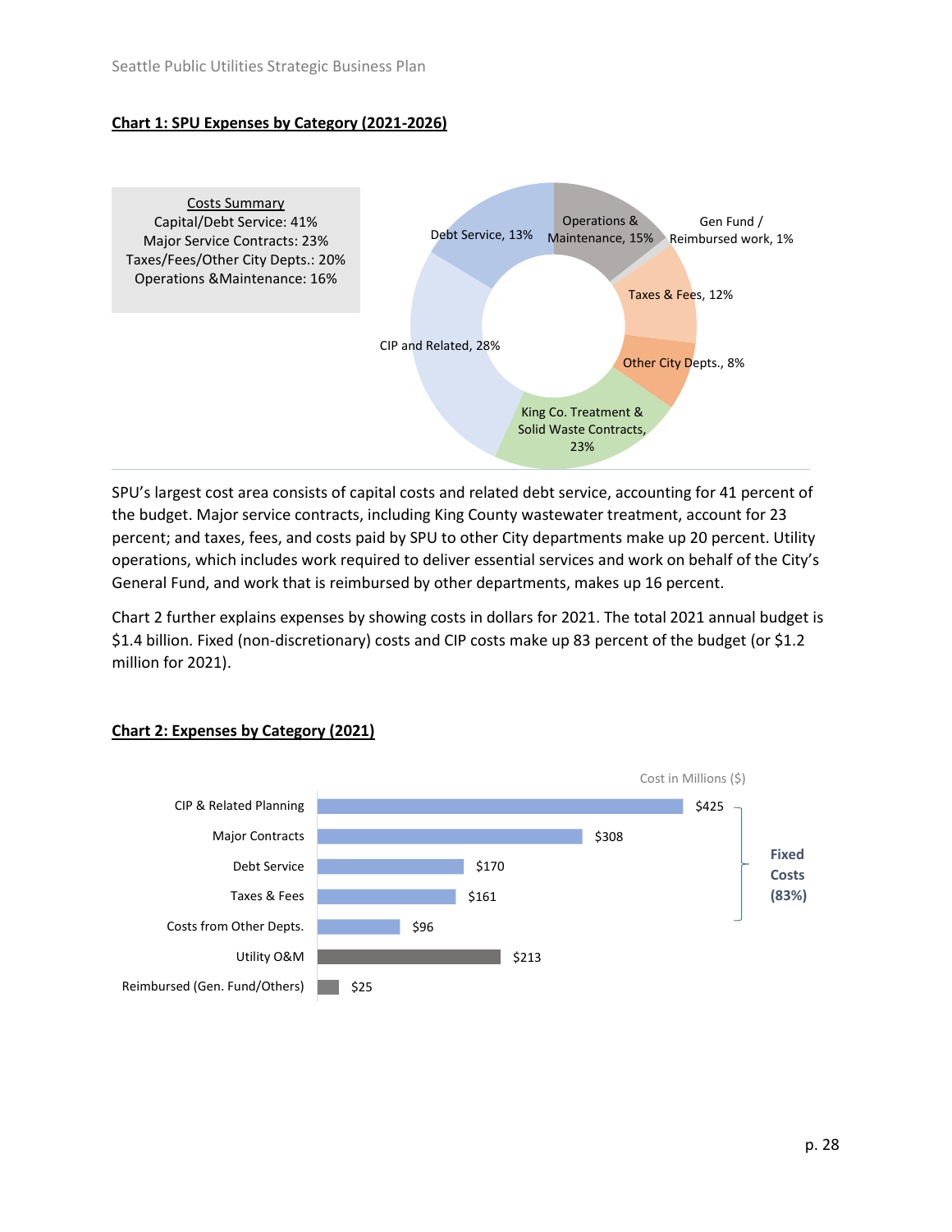**Chart 1: SPU Expenses by Category (2021-2026)**

Costs Summary
Capital/Debt Service: 41%
Major Service Contracts: 23%
Taxes/Fees/Other City Depts.: 20%
Operations &Maintenance: 16%

| Category | Share |
|---|---|
| Operations & Maintenance | 15% |
| Gen Fund / Reimbursed work | 1% |
| Taxes & Fees | 12% |
| Other City Depts. | 8% |
| King Co. Treatment & Solid Waste Contracts | 23% |
| CIP and Related | 28% |
| Debt Service | 13% |

SPU's largest cost area consists of capital costs and related debt service, accounting for 41 percent of the budget. Major service contracts, including King County wastewater treatment, account for 23 percent; and taxes, fees, and costs paid by SPU to other City departments make up 20 percent. Utility operations, which includes work required to deliver essential services and work on behalf of the City's General Fund, and work that is reimbursed by other departments, makes up 16 percent.

Chart 2 further explains expenses by showing costs in dollars for 2021. The total 2021 annual budget is $1.4 billion. Fixed (non-discretionary) costs and CIP costs make up 83 percent of the budget (or $1.2 million for 2021).

**Chart 2: Expenses by Category (2021)**

Cost in Millions ($)

| Category | Cost | |
|---|---|---|
| CIP & Related Planning | $425 | Fixed Costs (83%) |
| Major Contracts | $308 | Fixed Costs (83%) |
| Debt Service | $170 | Fixed Costs (83%) |
| Taxes & Fees | $161 | Fixed Costs (83%) |
| Costs from Other Depts. | $96 | Fixed Costs (83%) |
| Utility O&M | $213 | |
| Reimbursed (Gen. Fund/Others) | $25 | |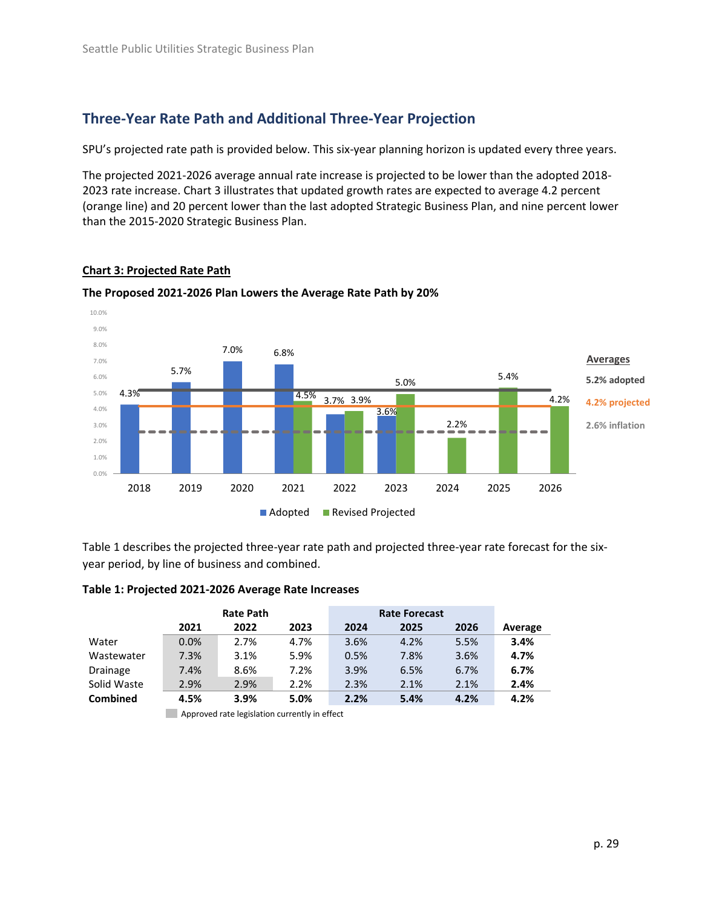## Three-Year Rate Path and Additional Three-Year Projection

SPU's projected rate path is provided below. This six-year planning horizon is updated every three years.

The projected 2021-2026 average annual rate increase is projected to be lower than the adopted 2018-2023 rate increase. Chart 3 illustrates that updated growth rates are expected to average 4.2 percent (orange line) and 20 percent lower than the last adopted Strategic Business Plan, and nine percent lower than the 2015-2020 Strategic Business Plan.

**Chart 3: Projected Rate Path**

**The Proposed 2021-2026 Plan Lowers the Average Rate Path by 20%**

| Year | Adopted | Revised Projected |
|---|---|---|
| 2018 | 4.3% | |
| 2019 | 5.7% | |
| 2020 | 7.0% | |
| 2021 | 6.8% | 4.5% |
| 2022 | 3.7% | 3.9% |
| 2023 | 3.6% | 5.0% |
| 2024 | | 2.2% |
| 2025 | | 5.4% |
| 2026 | | 4.2% |

Averages: 5.2% adopted; 4.2% projected; 2.6% inflation

Table 1 describes the projected three-year rate path and projected three-year rate forecast for the six-year period, by line of business and combined.

**Table 1: Projected 2021-2026 Average Rate Increases**

| | Rate Path | | | Rate Forecast | | | |
|---|---|---|---|---|---|---|---|
| | 2021 | 2022 | 2023 | 2024 | 2025 | 2026 | Average |
| Water | 0.0% | 2.7% | 4.7% | 3.6% | 4.2% | 5.5% | **3.4%** |
| Wastewater | 7.3% | 3.1% | 5.9% | 0.5% | 7.8% | 3.6% | **4.7%** |
| Drainage | 7.4% | 8.6% | 7.2% | 3.9% | 6.5% | 6.7% | **6.7%** |
| Solid Waste | 2.9% | 2.9% | 2.2% | 2.3% | 2.1% | 2.1% | **2.4%** |
| **Combined** | **4.5%** | **3.9%** | **5.0%** | **2.2%** | **5.4%** | **4.2%** | **4.2%** |

Approved rate legislation currently in effect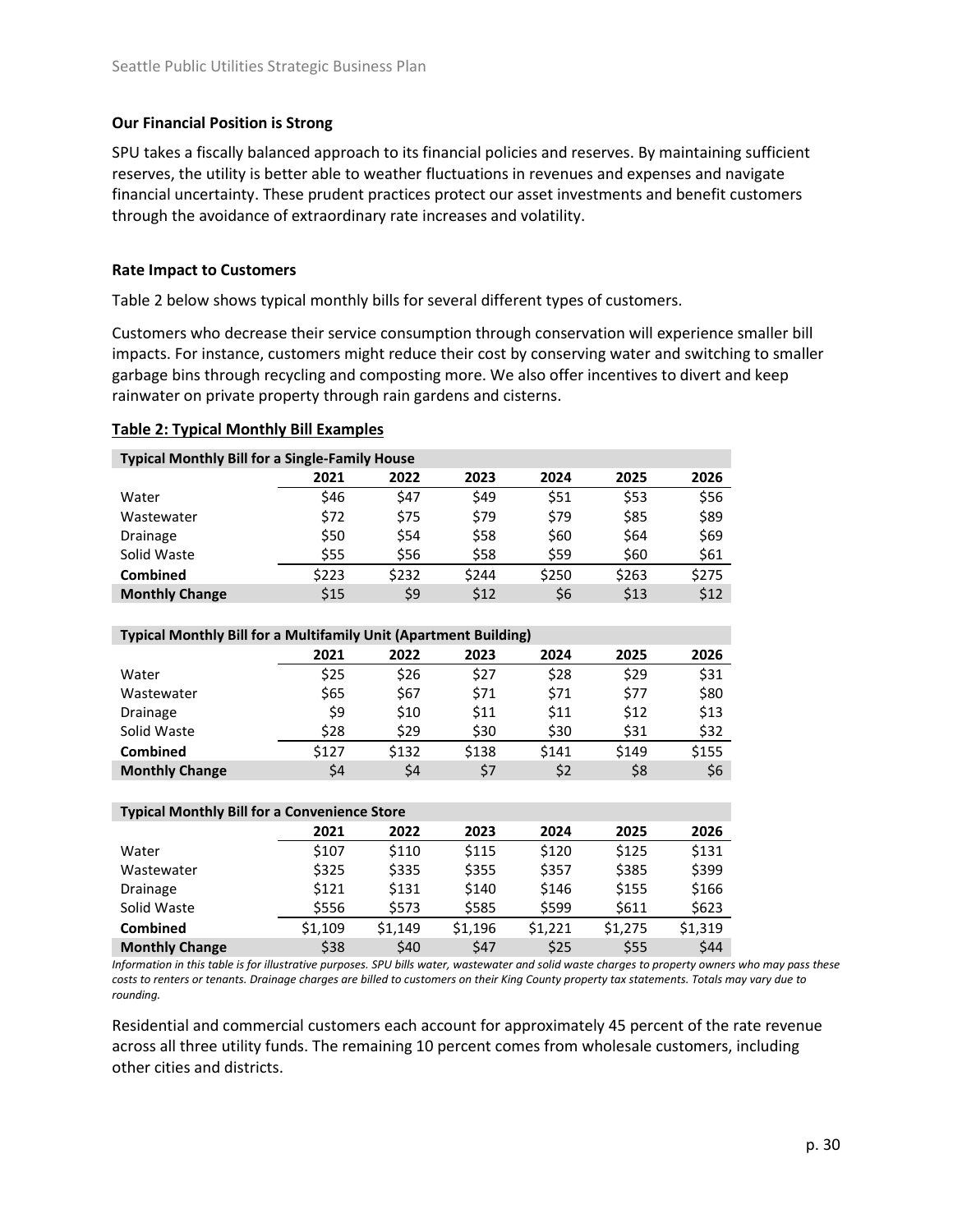**Our Financial Position is Strong**

SPU takes a fiscally balanced approach to its financial policies and reserves. By maintaining sufficient reserves, the utility is better able to weather fluctuations in revenues and expenses and navigate financial uncertainty. These prudent practices protect our asset investments and benefit customers through the avoidance of extraordinary rate increases and volatility.

**Rate Impact to Customers**

Table 2 below shows typical monthly bills for several different types of customers.

Customers who decrease their service consumption through conservation will experience smaller bill impacts. For instance, customers might reduce their cost by conserving water and switching to smaller garbage bins through recycling and composting more. We also offer incentives to divert and keep rainwater on private property through rain gardens and cisterns.

**Table 2: Typical Monthly Bill Examples**

| **Typical Monthly Bill for a Single-Family House** | | | | | | |
|---|---|---|---|---|---|---|
| | **2021** | **2022** | **2023** | **2024** | **2025** | **2026** |
| Water | $46 | $47 | $49 | $51 | $53 | $56 |
| Wastewater | $72 | $75 | $79 | $79 | $85 | $89 |
| Drainage | $50 | $54 | $58 | $60 | $64 | $69 |
| Solid Waste | $55 | $56 | $58 | $59 | $60 | $61 |
| **Combined** | $223 | $232 | $244 | $250 | $263 | $275 |
| **Monthly Change** | $15 | $9 | $12 | $6 | $13 | $12 |

| **Typical Monthly Bill for a Multifamily Unit (Apartment Building)** | | | | | | |
|---|---|---|---|---|---|---|
| | **2021** | **2022** | **2023** | **2024** | **2025** | **2026** |
| Water | $25 | $26 | $27 | $28 | $29 | $31 |
| Wastewater | $65 | $67 | $71 | $71 | $77 | $80 |
| Drainage | $9 | $10 | $11 | $11 | $12 | $13 |
| Solid Waste | $28 | $29 | $30 | $30 | $31 | $32 |
| **Combined** | $127 | $132 | $138 | $141 | $149 | $155 |
| **Monthly Change** | $4 | $4 | $7 | $2 | $8 | $6 |

| **Typical Monthly Bill for a Convenience Store** | | | | | | |
|---|---|---|---|---|---|---|
| | **2021** | **2022** | **2023** | **2024** | **2025** | **2026** |
| Water | $107 | $110 | $115 | $120 | $125 | $131 |
| Wastewater | $325 | $335 | $355 | $357 | $385 | $399 |
| Drainage | $121 | $131 | $140 | $146 | $155 | $166 |
| Solid Waste | $556 | $573 | $585 | $599 | $611 | $623 |
| **Combined** | $1,109 | $1,149 | $1,196 | $1,221 | $1,275 | $1,319 |
| **Monthly Change** | $38 | $40 | $47 | $25 | $55 | $44 |

*Information in this table is for illustrative purposes. SPU bills water, wastewater and solid waste charges to property owners who may pass these costs to renters or tenants. Drainage charges are billed to customers on their King County property tax statements. Totals may vary due to rounding.*

Residential and commercial customers each account for approximately 45 percent of the rate revenue across all three utility funds. The remaining 10 percent comes from wholesale customers, including other cities and districts.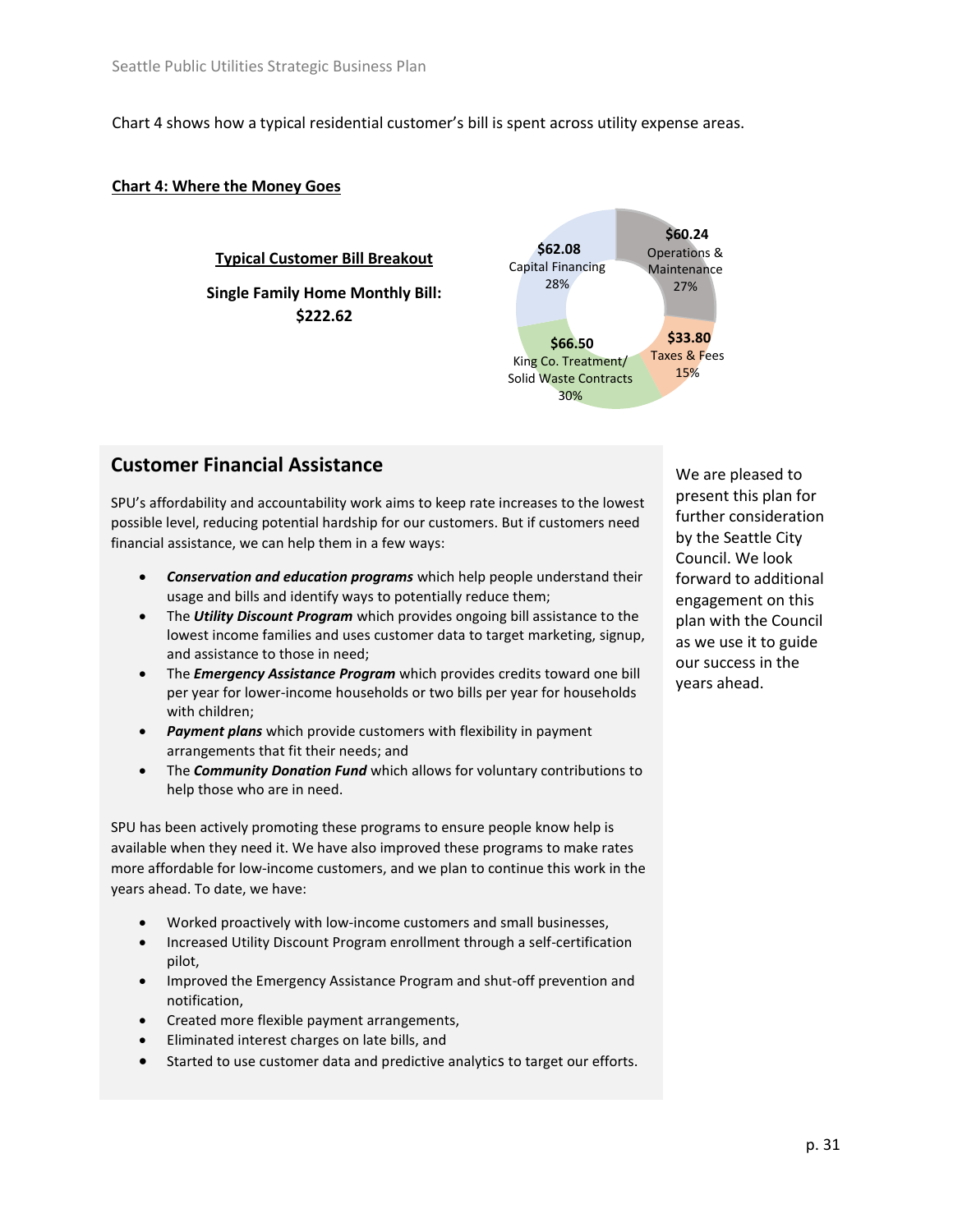Chart 4 shows how a typical residential customer's bill is spent across utility expense areas.

**Chart 4: Where the Money Goes**

**Typical Customer Bill Breakout**

**Single Family Home Monthly Bill: $222.62**

| Expense Area | Amount | Share |
| --- | --- | --- |
| Capital Financing | $62.08 | 28% |
| Operations & Maintenance | $60.24 | 27% |
| Taxes & Fees | $33.80 | 15% |
| King Co. Treatment/ Solid Waste Contracts | $66.50 | 30% |

## Customer Financial Assistance

SPU's affordability and accountability work aims to keep rate increases to the lowest possible level, reducing potential hardship for our customers. But if customers need financial assistance, we can help them in a few ways:

- ***Conservation and education programs*** which help people understand their usage and bills and identify ways to potentially reduce them;
- The ***Utility Discount Program*** which provides ongoing bill assistance to the lowest income families and uses customer data to target marketing, signup, and assistance to those in need;
- The ***Emergency Assistance Program*** which provides credits toward one bill per year for lower-income households or two bills per year for households with children;
- ***Payment plans*** which provide customers with flexibility in payment arrangements that fit their needs; and
- The ***Community Donation Fund*** which allows for voluntary contributions to help those who are in need.

SPU has been actively promoting these programs to ensure people know help is available when they need it. We have also improved these programs to make rates more affordable for low-income customers, and we plan to continue this work in the years ahead. To date, we have:

- Worked proactively with low-income customers and small businesses,
- Increased Utility Discount Program enrollment through a self-certification pilot,
- Improved the Emergency Assistance Program and shut-off prevention and notification,
- Created more flexible payment arrangements,
- Eliminated interest charges on late bills, and
- Started to use customer data and predictive analytics to target our efforts.

We are pleased to present this plan for further consideration by the Seattle City Council. We look forward to additional engagement on this plan with the Council as we use it to guide our success in the years ahead.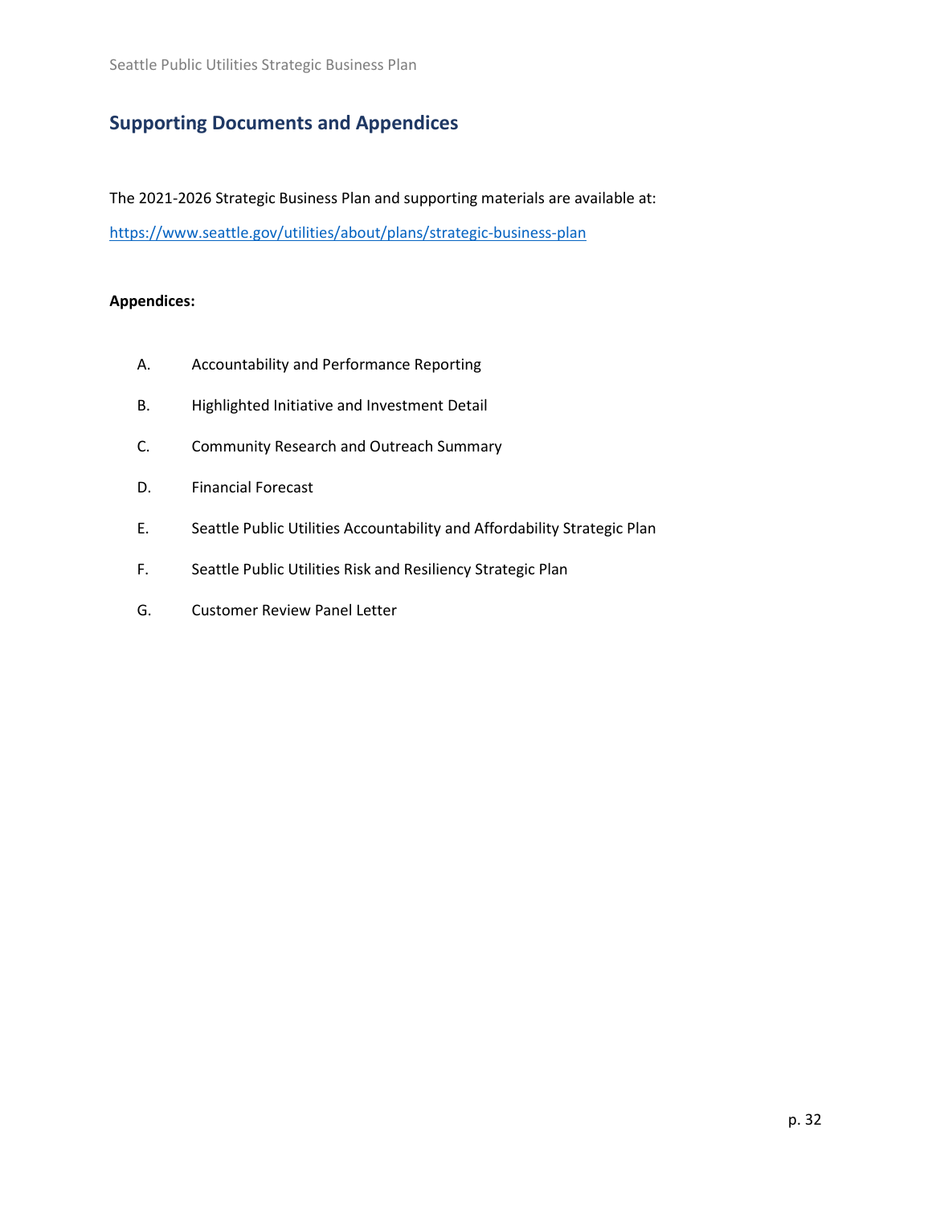## Supporting Documents and Appendices

The 2021-2026 Strategic Business Plan and supporting materials are available at:

https://www.seattle.gov/utilities/about/plans/strategic-business-plan

**Appendices:**

A. Accountability and Performance Reporting

B. Highlighted Initiative and Investment Detail

C. Community Research and Outreach Summary

D. Financial Forecast

E. Seattle Public Utilities Accountability and Affordability Strategic Plan

F. Seattle Public Utilities Risk and Resiliency Strategic Plan

G. Customer Review Panel Letter